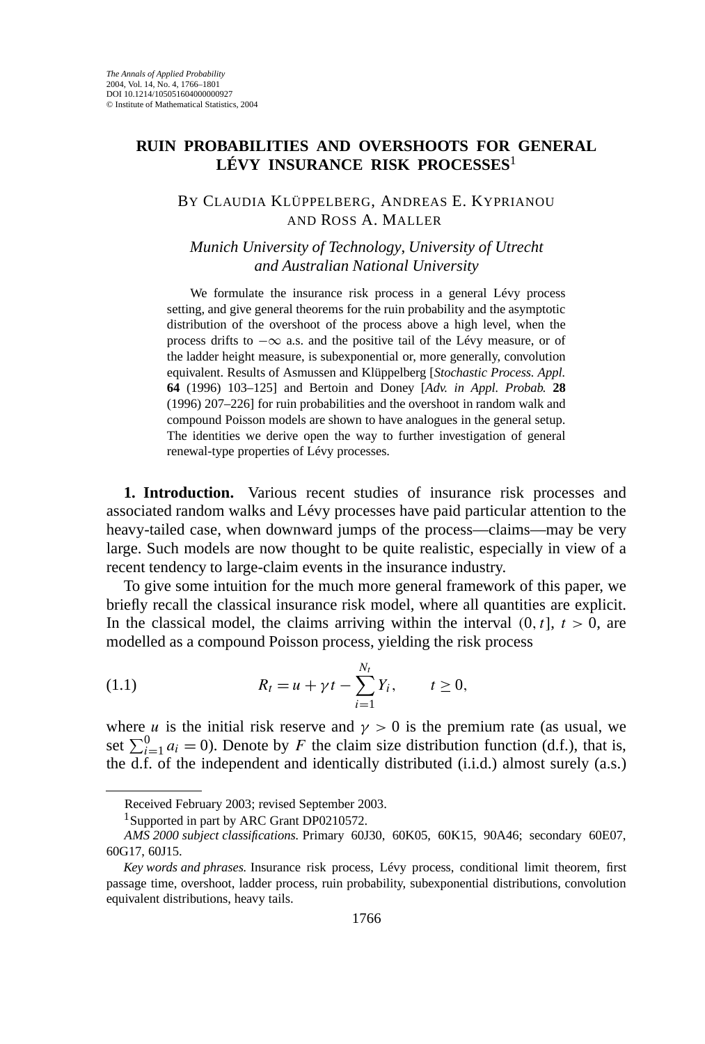# RUIN PROBABILITIES AND OVERSHOOTS FOR GENERAL LÉVY INSURANCE RISK PROCESSES[1]

BY CLAUDIA KLÜPPELBERG, ANDREAS E. KYPRIANOU AND ROSS A. MALLER

*Munich University of Technology, University of Utrecht and Australian National University*

We formulate the insurance risk process in a general Lévy process setting, and give general theorems for the ruin probability and the asymptotic distribution of the overshoot of the process above a high level, when the process drifts to $-\infty$ a.s. and the positive tail of the Lévy measure, or of the ladder height measure, is subexponential or, more generally, convolution equivalent. Results of Asmussen and Klüppelberg [*Stochastic Process. Appl.* **64** (1996) 103–125] and Bertoin and Doney [*Adv. in Appl. Probab.* **28** (1996) 207–226] for ruin probabilities and the overshoot in random walk and compound Poisson models are shown to have analogues in the general setup. The identities we derive open the way to further investigation of general renewal-type properties of Lévy processes.

**1. Introduction.** Various recent studies of insurance risk processes and associated random walks and Lévy processes have paid particular attention to the heavy-tailed case, when downward jumps of the process—claims—may be very large. Such models are now thought to be quite realistic, especially in view of a recent tendency to large-claim events in the insurance industry.

To give some intuition for the much more general framework of this paper, we briefly recall the classical insurance risk model, where all quantities are explicit. In the classical model, the claims arriving within the interval $(0, t]$, $t > 0$, are modelled as a compound Poisson process, yielding the risk process

$$R_t = u + \gamma t - \sum_{i=1}^{N_t} Y_i, \qquad t \geq 0, \tag{1.1}$$

where $u$ is the initial risk reserve and $\gamma > 0$ is the premium rate (as usual, we set $\sum_{i=1}^{0} a_i = 0$). Denote by $F$ the claim size distribution function (d.f.), that is, the d.f. of the independent and identically distributed (i.i.d.) almost surely (a.s.)

---

Received February 2003; revised September 2003.

[1]Supported in part by ARC Grant DP0210572.

*AMS 2000 subject classifications.* Primary 60J30, 60K05, 60K15, 90A46; secondary 60E07, 60G17, 60J15.

*Key words and phrases.* Insurance risk process, Lévy process, conditional limit theorem, first passage time, overshoot, ladder process, ruin probability, subexponential distributions, convolution equivalent distributions, heavy tails.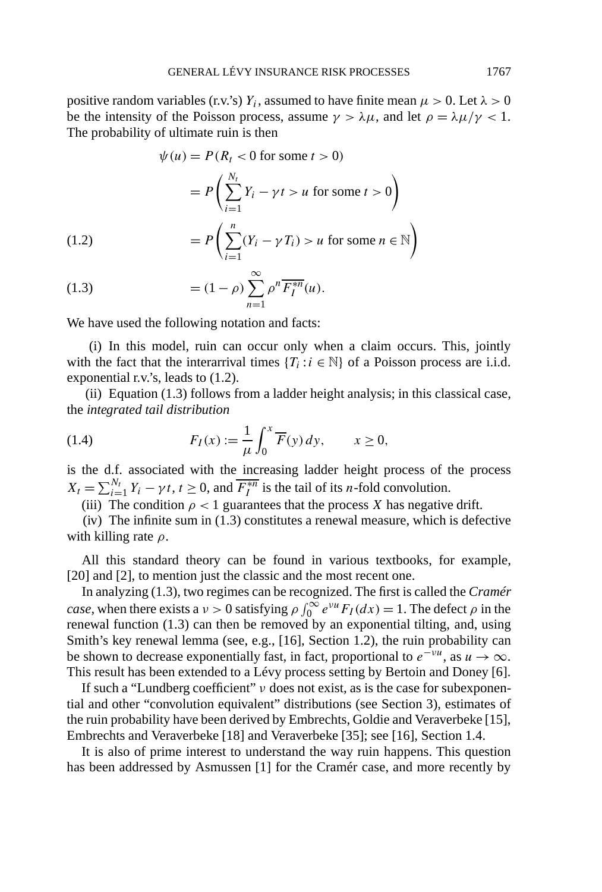positive random variables (r.v.'s) $Y_i$, assumed to have finite mean $\mu > 0$. Let $\lambda > 0$ be the intensity of the Poisson process, assume $\gamma > \lambda\mu$, and let $\rho = \lambda\mu/\gamma < 1$. The probability of ultimate ruin is then

$$
\begin{aligned}
\psi(u) &= P(R_t < 0 \text{ for some } t > 0) \\
&= P\left(\sum_{i=1}^{N_t} Y_i - \gamma t > u \text{ for some } t > 0\right) \\
&= P\left(\sum_{i=1}^{n} (Y_i - \gamma T_i) > u \text{ for some } n \in \mathbb{N}\right) \qquad (1.2) \\
&= (1-\rho)\sum_{n=1}^{\infty} \rho^n \overline{F_I^{*n}}(u). \qquad (1.3)
\end{aligned}
$$

We have used the following notation and facts:

(i) In this model, ruin can occur only when a claim occurs. This, jointly with the fact that the interarrival times $\{T_i : i \in \mathbb{N}\}$ of a Poisson process are i.i.d. exponential r.v.'s, leads to (1.2).

(ii) Equation (1.3) follows from a ladder height analysis; in this classical case, the *integrated tail distribution*

$$
F_I(x) := \frac{1}{\mu}\int_0^x \overline{F}(y)\,dy, \qquad x \geq 0, \tag{1.4}
$$

is the d.f. associated with the increasing ladder height process of the process $X_t = \sum_{i=1}^{N_t} Y_i - \gamma t$, $t \geq 0$, and $\overline{F_I^{*n}}$ is the tail of its $n$-fold convolution.

(iii) The condition $\rho < 1$ guarantees that the process $X$ has negative drift.

(iv) The infinite sum in (1.3) constitutes a renewal measure, which is defective with killing rate $\rho$.

All this standard theory can be found in various textbooks, for example, [20] and [2], to mention just the classic and the most recent one.

In analyzing (1.3), two regimes can be recognized. The first is called the *Cramér case*, when there exists a $\nu > 0$ satisfying $\rho\int_0^\infty e^{\nu u} F_I(dx) = 1$. The defect $\rho$ in the renewal function (1.3) can then be removed by an exponential tilting, and, using Smith's key renewal lemma (see, e.g., [16], Section 1.2), the ruin probability can be shown to decrease exponentially fast, in fact, proportional to $e^{-\nu u}$, as $u \to \infty$. This result has been extended to a Lévy process setting by Bertoin and Doney [6].

If such a "Lundberg coefficient" $\nu$ does not exist, as is the case for subexponential and other "convolution equivalent" distributions (see Section 3), estimates of the ruin probability have been derived by Embrechts, Goldie and Veraverbeke [15], Embrechts and Veraverbeke [18] and Veraverbeke [35]; see [16], Section 1.4.

It is also of prime interest to understand the way ruin happens. This question has been addressed by Asmussen [1] for the Cramér case, and more recently by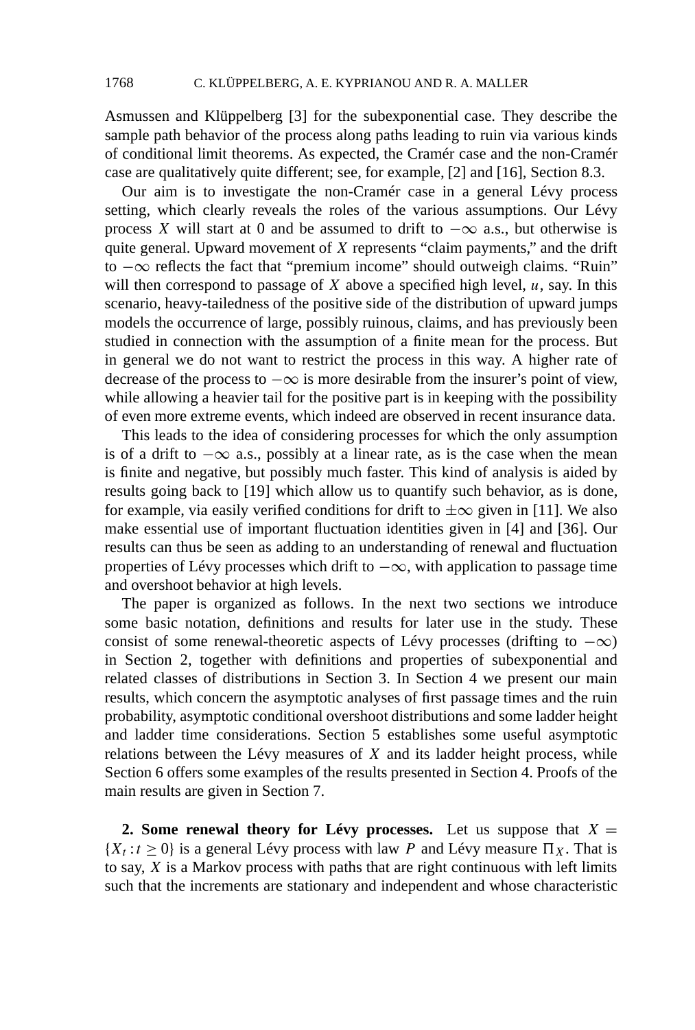Asmussen and Klüppelberg [3] for the subexponential case. They describe the sample path behavior of the process along paths leading to ruin via various kinds of conditional limit theorems. As expected, the Cramér case and the non-Cramér case are qualitatively quite different; see, for example, [2] and [16], Section 8.3.

Our aim is to investigate the non-Cramér case in a general Lévy process setting, which clearly reveals the roles of the various assumptions. Our Lévy process $X$ will start at 0 and be assumed to drift to $-\infty$ a.s., but otherwise is quite general. Upward movement of $X$ represents "claim payments," and the drift to $-\infty$ reflects the fact that "premium income" should outweigh claims. "Ruin" will then correspond to passage of $X$ above a specified high level, $u$, say. In this scenario, heavy-tailedness of the positive side of the distribution of upward jumps models the occurrence of large, possibly ruinous, claims, and has previously been studied in connection with the assumption of a finite mean for the process. But in general we do not want to restrict the process in this way. A higher rate of decrease of the process to $-\infty$ is more desirable from the insurer's point of view, while allowing a heavier tail for the positive part is in keeping with the possibility of even more extreme events, which indeed are observed in recent insurance data.

This leads to the idea of considering processes for which the only assumption is of a drift to $-\infty$ a.s., possibly at a linear rate, as is the case when the mean is finite and negative, but possibly much faster. This kind of analysis is aided by results going back to [19] which allow us to quantify such behavior, as is done, for example, via easily verified conditions for drift to $\pm\infty$ given in [11]. We also make essential use of important fluctuation identities given in [4] and [36]. Our results can thus be seen as adding to an understanding of renewal and fluctuation properties of Lévy processes which drift to $-\infty$, with application to passage time and overshoot behavior at high levels.

The paper is organized as follows. In the next two sections we introduce some basic notation, definitions and results for later use in the study. These consist of some renewal-theoretic aspects of Lévy processes (drifting to $-\infty$) in Section 2, together with definitions and properties of subexponential and related classes of distributions in Section 3. In Section 4 we present our main results, which concern the asymptotic analyses of first passage times and the ruin probability, asymptotic conditional overshoot distributions and some ladder height and ladder time considerations. Section 5 establishes some useful asymptotic relations between the Lévy measures of $X$ and its ladder height process, while Section 6 offers some examples of the results presented in Section 4. Proofs of the main results are given in Section 7.

## 2. Some renewal theory for Lévy processes.

Let us suppose that $X = \{X_t : t \geq 0\}$ is a general Lévy process with law $P$ and Lévy measure $\Pi_X$. That is to say, $X$ is a Markov process with paths that are right continuous with left limits such that the increments are stationary and independent and whose characteristic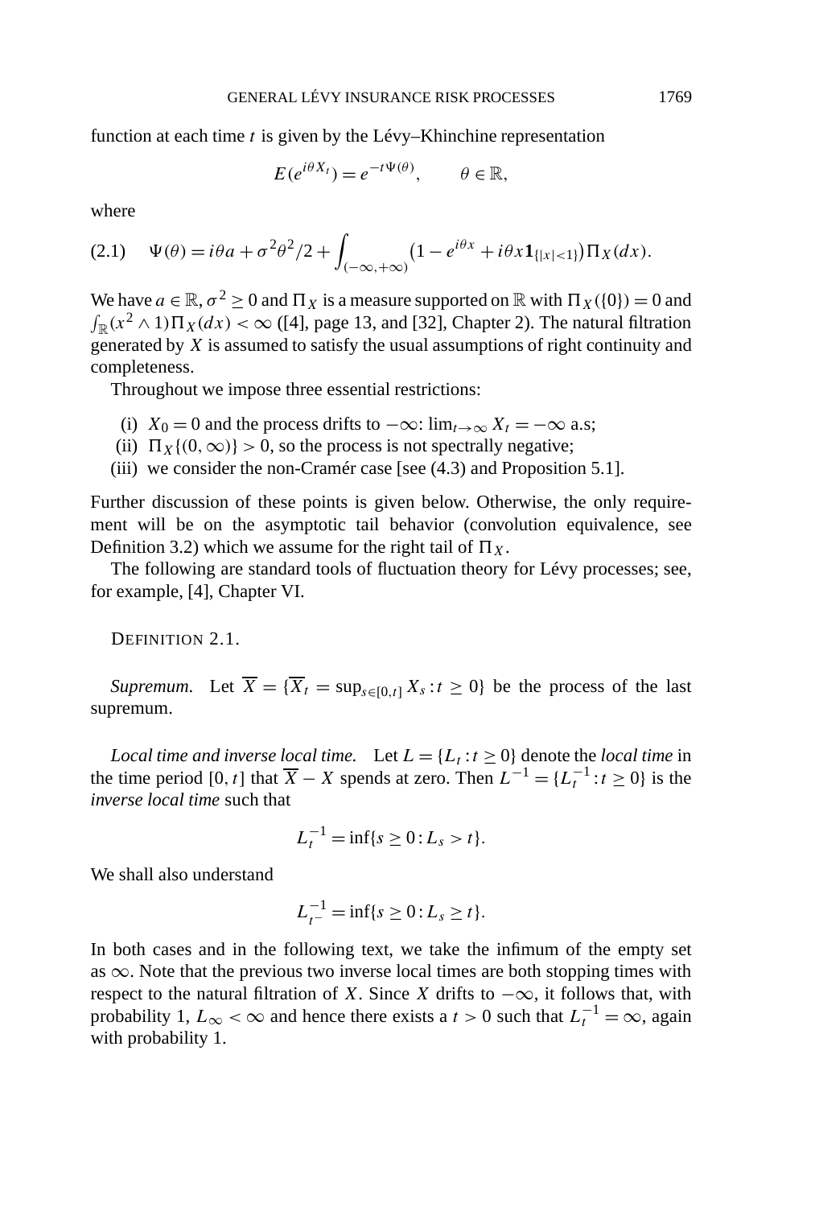function at each time $t$ is given by the Lévy–Khinchine representation

$$E(e^{i\theta X_t}) = e^{-t\Psi(\theta)}, \qquad \theta \in \mathbb{R},$$

where

$$\Psi(\theta) = i\theta a + \sigma^2\theta^2/2 + \int_{(-\infty,+\infty)} \left(1 - e^{i\theta x} + i\theta x \mathbf{1}_{\{|x|<1\}}\right)\Pi_X(dx). \tag{2.1}$$

We have $a \in \mathbb{R}$, $\sigma^2 \geq 0$ and $\Pi_X$ is a measure supported on $\mathbb{R}$ with $\Pi_X(\{0\}) = 0$ and $\int_{\mathbb{R}}(x^2 \wedge 1)\Pi_X(dx) < \infty$ ([4], page 13, and [32], Chapter 2). The natural filtration generated by $X$ is assumed to satisfy the usual assumptions of right continuity and completeness.

Throughout we impose three essential restrictions:

(i) $X_0 = 0$ and the process drifts to $-\infty$: $\lim_{t\to\infty} X_t = -\infty$ a.s;

(ii) $\Pi_X\{(0,\infty)\} > 0$, so the process is not spectrally negative;

(iii) we consider the non-Cramér case [see (4.3) and Proposition 5.1].

Further discussion of these points is given below. Otherwise, the only requirement will be on the asymptotic tail behavior (convolution equivalence, see Definition 3.2) which we assume for the right tail of $\Pi_X$.

The following are standard tools of fluctuation theory for Lévy processes; see, for example, [4], Chapter VI.

DEFINITION 2.1.

*Supremum.* Let $\overline{X} = \{\overline{X}_t = \sup_{s\in[0,t]} X_s : t \geq 0\}$ be the process of the last supremum.

*Local time and inverse local time.* Let $L = \{L_t : t \geq 0\}$ denote the *local time* in the time period $[0,t]$ that $\overline{X} - X$ spends at zero. Then $L^{-1} = \{L_t^{-1} : t \geq 0\}$ is the *inverse local time* such that

$$L_t^{-1} = \inf\{s \geq 0 : L_s > t\}.$$

We shall also understand

$$L_{t^-}^{-1} = \inf\{s \geq 0 : L_s \geq t\}.$$

In both cases and in the following text, we take the infimum of the empty set as $\infty$. Note that the previous two inverse local times are both stopping times with respect to the natural filtration of $X$. Since $X$ drifts to $-\infty$, it follows that, with probability 1, $L_\infty < \infty$ and hence there exists a $t > 0$ such that $L_t^{-1} = \infty$, again with probability 1.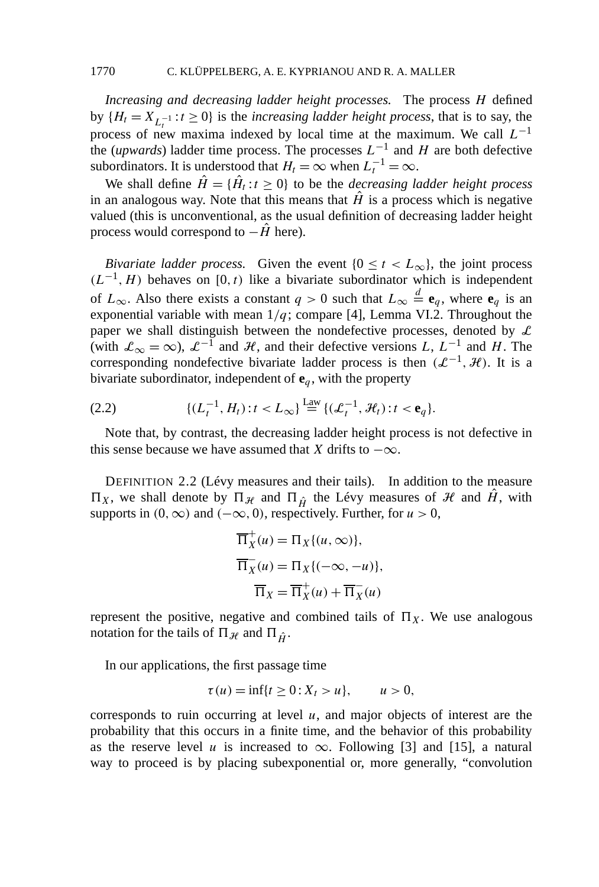*Increasing and decreasing ladder height processes.* The process $H$ defined by $\{H_t = X_{L_t^{-1}} : t \geq 0\}$ is the *increasing ladder height process*, that is to say, the process of new maxima indexed by local time at the maximum. We call $L^{-1}$ the (*upwards*) ladder time process. The processes $L^{-1}$ and $H$ are both defective subordinators. It is understood that $H_t = \infty$ when $L_t^{-1} = \infty$.

We shall define $\hat{H} = \{\hat{H}_t : t \geq 0\}$ to be the *decreasing ladder height process* in an analogous way. Note that this means that $\hat{H}$ is a process which is negative valued (this is unconventional, as the usual definition of decreasing ladder height process would correspond to $-\hat{H}$ here).

*Bivariate ladder process.* Given the event $\{0 \leq t < L_\infty\}$, the joint process $(L^{-1}, H)$ behaves on $[0, t)$ like a bivariate subordinator which is independent of $L_\infty$. Also there exists a constant $q > 0$ such that $L_\infty \stackrel{d}{=} \mathbf{e}_q$, where $\mathbf{e}_q$ is an exponential variable with mean $1/q$; compare [4], Lemma VI.2. Throughout the paper we shall distinguish between the nondefective processes, denoted by $\mathscr{L}$ (with $\mathscr{L}_\infty = \infty$), $\mathscr{L}^{-1}$ and $\mathscr{H}$, and their defective versions $L$, $L^{-1}$ and $H$. The corresponding nondefective bivariate ladder process is then $(\mathscr{L}^{-1}, \mathscr{H})$. It is a bivariate subordinator, independent of $\mathbf{e}_q$, with the property

$$\{(L_t^{-1}, H_t) : t < L_\infty\} \stackrel{\text{Law}}{=} \{(\mathscr{L}_t^{-1}, \mathscr{H}_t) : t < \mathbf{e}_q\}. \tag{2.2}$$

Note that, by contrast, the decreasing ladder height process is not defective in this sense because we have assumed that $X$ drifts to $-\infty$.

DEFINITION 2.2 (Lévy measures and their tails). In addition to the measure $\Pi_X$, we shall denote by $\Pi_{\mathscr{H}}$ and $\Pi_{\hat{H}}$ the Lévy measures of $\mathscr{H}$ and $\hat{H}$, with supports in $(0, \infty)$ and $(-\infty, 0)$, respectively. Further, for $u > 0$,

$$\overline{\Pi}_X^+(u) = \Pi_X\{(u, \infty)\},$$

$$\overline{\Pi}_X^-(u) = \Pi_X\{(-\infty, -u)\},$$

$$\overline{\Pi}_X = \overline{\Pi}_X^+(u) + \overline{\Pi}_X^-(u)$$

represent the positive, negative and combined tails of $\Pi_X$. We use analogous notation for the tails of $\Pi_{\mathscr{H}}$ and $\Pi_{\hat{H}}$.

In our applications, the first passage time

$$\tau(u) = \inf\{t \geq 0 : X_t > u\}, \qquad u > 0,$$

corresponds to ruin occurring at level $u$, and major objects of interest are the probability that this occurs in a finite time, and the behavior of this probability as the reserve level $u$ is increased to $\infty$. Following [3] and [15], a natural way to proceed is by placing subexponential or, more generally, "convolution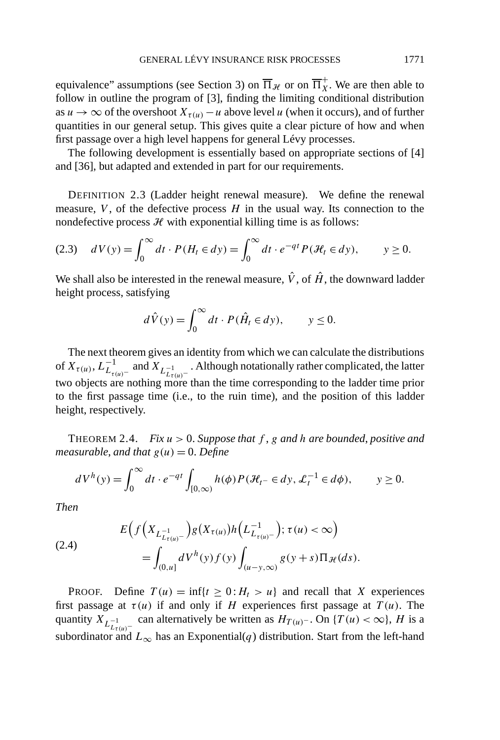equivalence" assumptions (see Section 3) on $\overline{\Pi}_{\mathscr{H}}$ or on $\overline{\Pi}_X^+$. We are then able to follow in outline the program of [3], finding the limiting conditional distribution as $u \to \infty$ of the overshoot $X_{\tau(u)} - u$ above level $u$ (when it occurs), and of further quantities in our general setup. This gives quite a clear picture of how and when first passage over a high level happens for general Lévy processes.

The following development is essentially based on appropriate sections of [4] and [36], but adapted and extended in part for our requirements.

DEFINITION 2.3 (Ladder height renewal measure). We define the renewal measure, $V$, of the defective process $H$ in the usual way. Its connection to the nondefective process $\mathscr{H}$ with exponential killing time is as follows:

$$dV(y) = \int_0^\infty dt \cdot P(H_t \in dy) = \int_0^\infty dt \cdot e^{-qt} P(\mathscr{H}_t \in dy), \qquad y \geq 0. \tag{2.3}$$

We shall also be interested in the renewal measure, $\hat{V}$, of $\hat{H}$, the downward ladder height process, satisfying

$$d\hat{V}(y) = \int_0^\infty dt \cdot P(\hat{H}_t \in dy), \qquad y \leq 0.$$

The next theorem gives an identity from which we can calculate the distributions of $X_{\tau(u)}$, $L^{-1}_{L_{\tau(u)-}}$ and $X_{L^{-1}_{L_{\tau(u)-}}}$. Although notationally rather complicated, the latter two objects are nothing more than the time corresponding to the ladder time prior to the first passage time (i.e., to the ruin time), and the position of this ladder height, respectively.

THEOREM 2.4. *Fix $u > 0$. Suppose that $f$, $g$ and $h$ are bounded, positive and measurable, and that $g(u) = 0$. Define*

$$dV^h(y) = \int_0^\infty dt \cdot e^{-qt} \int_{[0,\infty)} h(\phi) P(\mathscr{H}_{t-} \in dy, \mathscr{L}_t^{-1} \in d\phi), \qquad y \geq 0.$$

*Then*

$$\begin{aligned} &E\Big(f\Big(X_{L^{-1}_{L_{\tau(u)-}}}\Big) g\big(X_{\tau(u)}\big) h\Big(L^{-1}_{L_{\tau(u)-}}\Big); \tau(u) < \infty\Big) \\ &\qquad = \int_{(0,u]} dV^h(y) f(y) \int_{(u-y,\infty)} g(y+s) \Pi_{\mathscr{H}}(ds). \end{aligned} \tag{2.4}$$

PROOF. Define $T(u) = \inf\{t \geq 0 : H_t > u\}$ and recall that $X$ experiences first passage at $\tau(u)$ if and only if $H$ experiences first passage at $T(u)$. The quantity $X_{L^{-1}_{L_{\tau(u)-}}}$ can alternatively be written as $H_{T(u)-}$. On $\{T(u) < \infty\}$, $H$ is a subordinator and $L_\infty$ has an Exponential($q$) distribution. Start from the left-hand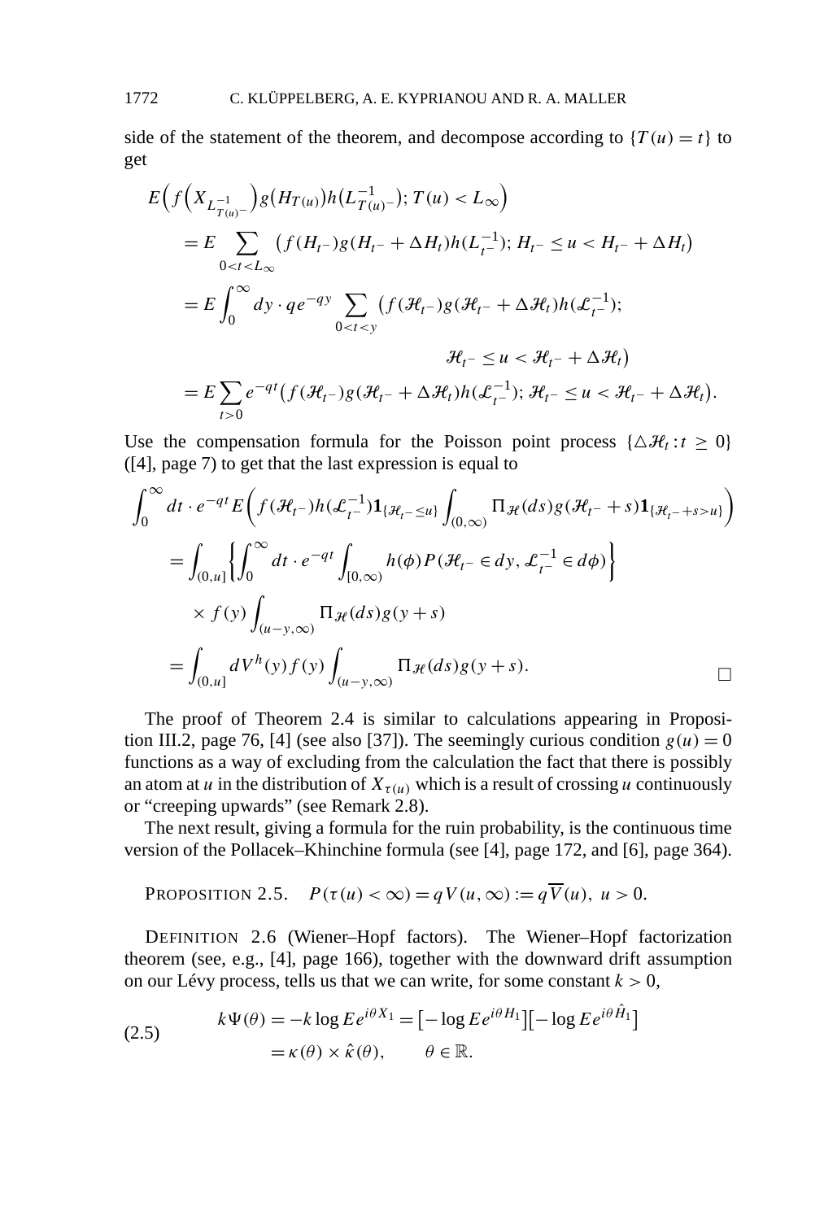side of the statement of the theorem, and decompose according to $\{T(u) = t\}$ to get

$$
\begin{aligned}
&E\Big(f\big(X_{L^{-1}_{T(u)-}}\big)g\big(H_{T(u)}\big)h\big(L^{-1}_{T(u)-}\big); T(u) < L_\infty\Big) \\
&\quad = E \sum_{0<t<L_\infty} \big(f(H_{t-})g(H_{t-} + \Delta H_t)h(L^{-1}_{t-}); H_{t-} \le u < H_{t-} + \Delta H_t\big) \\
&\quad = E \int_0^\infty dy \cdot q e^{-qy} \sum_{0<t<y} \big(f(\mathcal{H}_{t-})g(\mathcal{H}_{t-} + \Delta \mathcal{H}_t)h(\mathcal{L}^{-1}_{t-}); \\
&\qquad\qquad\qquad\qquad\qquad\qquad \mathcal{H}_{t-} \le u < \mathcal{H}_{t-} + \Delta \mathcal{H}_t\big) \\
&\quad = E \sum_{t>0} e^{-qt}\big(f(\mathcal{H}_{t-})g(\mathcal{H}_{t-} + \Delta \mathcal{H}_t)h(\mathcal{L}^{-1}_{t-}); \mathcal{H}_{t-} \le u < \mathcal{H}_{t-} + \Delta \mathcal{H}_t\big).
\end{aligned}
$$

Use the compensation formula for the Poisson point process $\{\triangle \mathcal{H}_t : t \ge 0\}$ ([4], page 7) to get that the last expression is equal to

$$
\begin{aligned}
&\int_0^\infty dt \cdot e^{-qt} E\Big(f(\mathcal{H}_{t-})h(\mathcal{L}^{-1}_{t-})\mathbf{1}_{\{\mathcal{H}_{t-} \le u\}} \int_{(0,\infty)} \Pi_{\mathcal{H}}(ds) g(\mathcal{H}_{t-} + s)\mathbf{1}_{\{\mathcal{H}_{t-} + s > u\}}\Big) \\
&\quad = \int_{(0,u]} \Big\{\int_0^\infty dt \cdot e^{-qt} \int_{[0,\infty)} h(\phi) P(\mathcal{H}_{t-} \in dy, \mathcal{L}^{-1}_{t-} \in d\phi)\Big\} \\
&\qquad \times f(y) \int_{(u-y,\infty)} \Pi_{\mathcal{H}}(ds) g(y+s) \\
&\quad = \int_{(0,u]} dV^h(y) f(y) \int_{(u-y,\infty)} \Pi_{\mathcal{H}}(ds) g(y+s). \qquad \square
\end{aligned}
$$

The proof of Theorem 2.4 is similar to calculations appearing in Proposition III.2, page 76, [4] (see also [37]). The seemingly curious condition $g(u) = 0$ functions as a way of excluding from the calculation the fact that there is possibly an atom at $u$ in the distribution of $X_{\tau(u)}$ which is a result of crossing $u$ continuously or "creeping upwards" (see Remark 2.8).

The next result, giving a formula for the ruin probability, is the continuous time version of the Pollacek–Khinchine formula (see [4], page 172, and [6], page 364).

PROPOSITION 2.5. $P(\tau(u) < \infty) = qV(u, \infty) := q\overline{V}(u),\ u > 0.$

DEFINITION 2.6 (Wiener–Hopf factors). The Wiener–Hopf factorization theorem (see, e.g., [4], page 166), together with the downward drift assumption on our Lévy process, tells us that we can write, for some constant $k > 0$,

$$
\begin{aligned}
k\Psi(\theta) = -k \log E e^{i\theta X_1} &= \big[-\log E e^{i\theta H_1}\big]\big[-\log E e^{i\theta \hat{H}_1}\big] \\
&= \kappa(\theta) \times \hat{\kappa}(\theta), \qquad \theta \in \mathbb{R}.
\end{aligned} \tag{2.5}
$$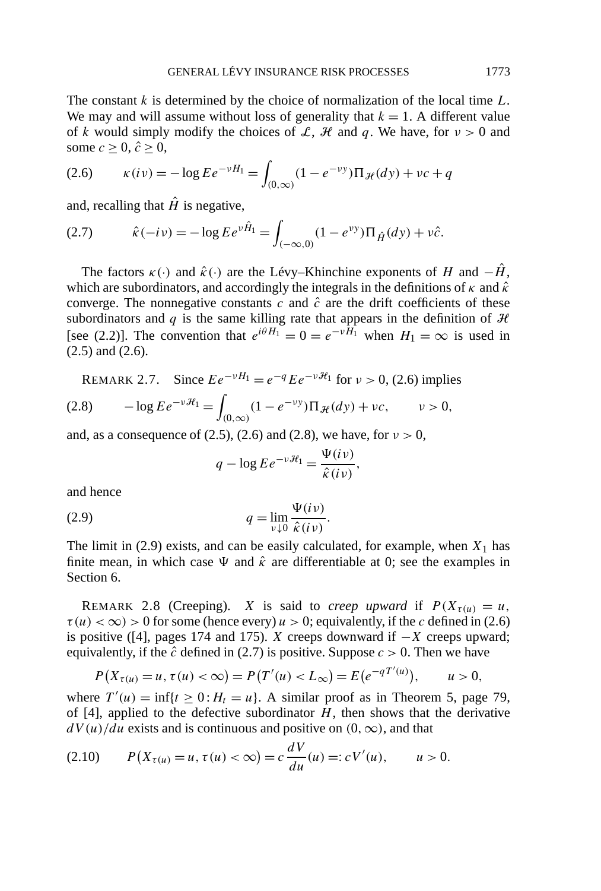The constant $k$ is determined by the choice of normalization of the local time $L$. We may and will assume without loss of generality that $k = 1$. A different value of $k$ would simply modify the choices of $\mathcal{L}$, $\mathcal{H}$ and $q$. We have, for $\nu > 0$ and some $c \geq 0$, $\hat{c} \geq 0$,

$$\kappa(i\nu) = -\log Ee^{-\nu H_1} = \int_{(0,\infty)} (1 - e^{-\nu y})\Pi_{\mathcal{H}}(dy) + \nu c + q \tag{2.6}$$

and, recalling that $\hat{H}$ is negative,

$$\hat{\kappa}(-i\nu) = -\log Ee^{\nu \hat{H}_1} = \int_{(-\infty,0)} (1 - e^{\nu y})\Pi_{\hat{H}}(dy) + \nu \hat{c}. \tag{2.7}$$

The factors $\kappa(\cdot)$ and $\hat{\kappa}(\cdot)$ are the Lévy–Khinchine exponents of $H$ and $-\hat{H}$, which are subordinators, and accordingly the integrals in the definitions of $\kappa$ and $\hat{\kappa}$ converge. The nonnegative constants $c$ and $\hat{c}$ are the drift coefficients of these subordinators and $q$ is the same killing rate that appears in the definition of $\mathcal{H}$ [see (2.2)]. The convention that $e^{i\theta H_1} = 0 = e^{-\nu H_1}$ when $H_1 = \infty$ is used in (2.5) and (2.6).

REMARK 2.7. Since $Ee^{-\nu H_1} = e^{-q} Ee^{-\nu \mathcal{H}_1}$ for $\nu > 0$, (2.6) implies

$$-\log Ee^{-\nu \mathcal{H}_1} = \int_{(0,\infty)} (1 - e^{-\nu y})\Pi_{\mathcal{H}}(dy) + \nu c, \qquad \nu > 0, \tag{2.8}$$

and, as a consequence of (2.5), (2.6) and (2.8), we have, for $\nu > 0$,

$$q - \log Ee^{-\nu \mathcal{H}_1} = \frac{\Psi(i\nu)}{\hat{\kappa}(i\nu)},$$

and hence

$$q = \lim_{\nu \downarrow 0} \frac{\Psi(i\nu)}{\hat{\kappa}(i\nu)}. \tag{2.9}$$

The limit in (2.9) exists, and can be easily calculated, for example, when $X_1$ has finite mean, in which case $\Psi$ and $\hat{\kappa}$ are differentiable at 0; see the examples in Section 6.

REMARK 2.8 (Creeping). $X$ is said to *creep upward* if $P(X_{\tau(u)} = u, \tau(u) < \infty) > 0$ for some (hence every) $u > 0$; equivalently, if the $c$ defined in (2.6) is positive ([4], pages 174 and 175). $X$ creeps downward if $-X$ creeps upward; equivalently, if the $\hat{c}$ defined in (2.7) is positive. Suppose $c > 0$. Then we have

$$P\big(X_{\tau(u)} = u, \tau(u) < \infty\big) = P\big(T'(u) < L_\infty\big) = E\big(e^{-qT'(u)}\big), \qquad u > 0,$$

where $T'(u) = \inf\{t \geq 0 : H_t = u\}$. A similar proof as in Theorem 5, page 79, of [4], applied to the defective subordinator $H$, then shows that the derivative $dV(u)/du$ exists and is continuous and positive on $(0, \infty)$, and that

$$P\big(X_{\tau(u)} = u, \tau(u) < \infty\big) = c\frac{dV}{du}(u) =: cV'(u), \qquad u > 0. \tag{2.10}$$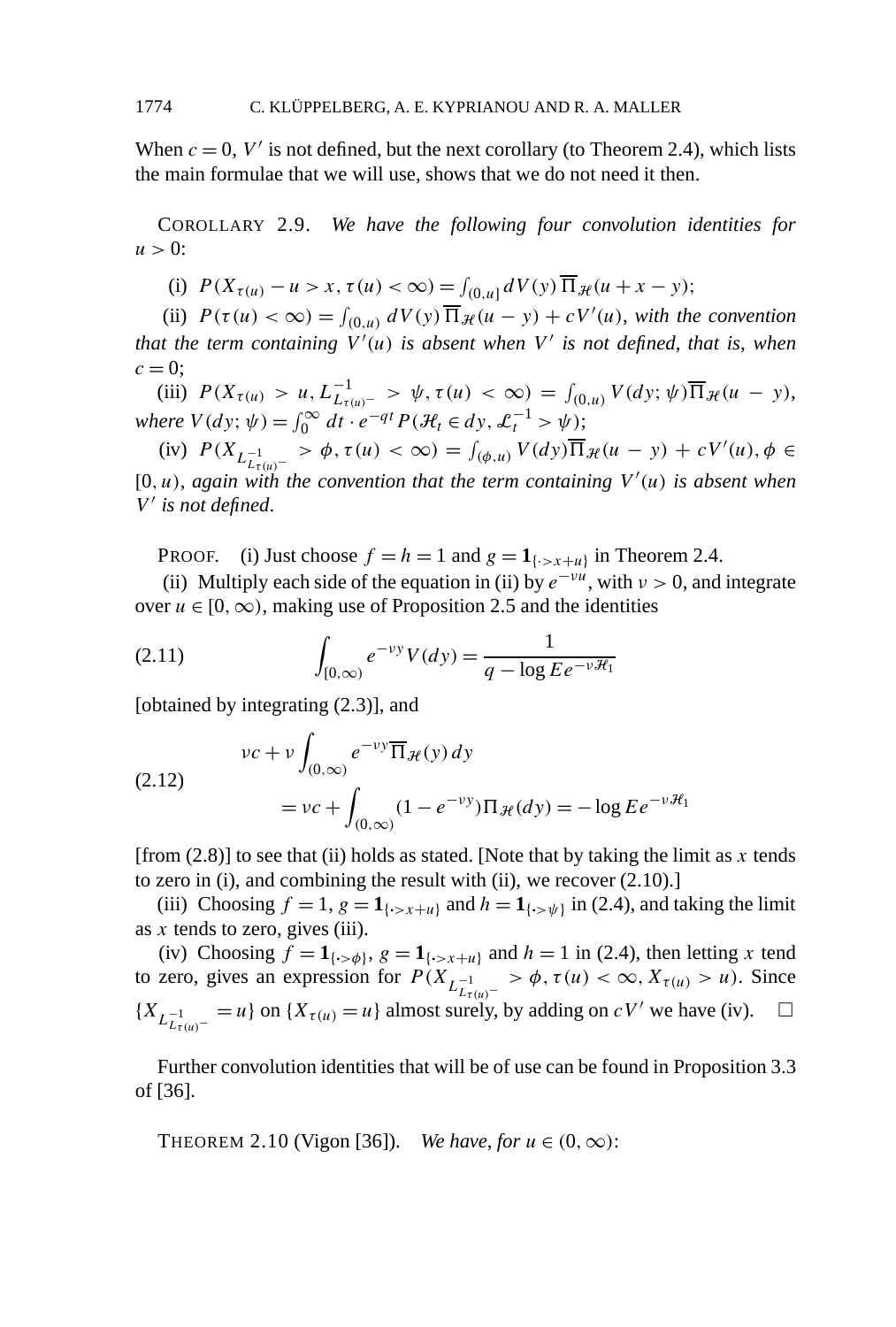When $c = 0$, $V'$ is not defined, but the next corollary (to Theorem 2.4), which lists the main formulae that we will use, shows that we do not need it then.

COROLLARY 2.9. *We have the following four convolution identities for* $u > 0$:

(i) $P(X_{\tau(u)} - u > x, \tau(u) < \infty) = \int_{(0,u]} dV(y)\, \overline{\Pi}_{\mathcal{H}}(u + x - y)$;

(ii) $P(\tau(u) < \infty) = \int_{(0,u)} dV(y)\, \overline{\Pi}_{\mathcal{H}}(u - y) + cV'(u)$, *with the convention that the term containing* $V'(u)$ *is absent when* $V'$ *is not defined*, *that is*, *when* $c = 0$;

(iii) $P(X_{\tau(u)} > u, L^{-1}_{L_{\tau(u)-}} > \psi, \tau(u) < \infty) = \int_{(0,u)} V(dy;\psi)\overline{\Pi}_{\mathcal{H}}(u - y)$, *where* $V(dy;\psi) = \int_0^\infty dt \cdot e^{-qt} P(\mathcal{H}_t \in dy, \mathcal{L}_t^{-1} > \psi)$;

(iv) $P(X_{L^{-1}_{L_{\tau(u)-}}} > \phi, \tau(u) < \infty) = \int_{(\phi,u)} V(dy)\overline{\Pi}_{\mathcal{H}}(u - y) + cV'(u), \phi \in [0,u)$, *again with the convention that the term containing* $V'(u)$ *is absent when* $V'$ *is not defined*.

PROOF. (i) Just choose $f = h = 1$ and $g = \mathbf{1}_{\{\cdot > x+u\}}$ in Theorem 2.4.

(ii) Multiply each side of the equation in (ii) by $e^{-\nu u}$, with $\nu > 0$, and integrate over $u \in [0,\infty)$, making use of Proposition 2.5 and the identities

$$\int_{[0,\infty)} e^{-\nu y} V(dy) = \frac{1}{q - \log E e^{-\nu \mathcal{H}_1}} \tag{2.11}$$

[obtained by integrating (2.3)], and

$$\begin{aligned} &\nu c + \nu \int_{(0,\infty)} e^{-\nu y} \overline{\Pi}_{\mathcal{H}}(y)\, dy \\ &\qquad = \nu c + \int_{(0,\infty)} (1 - e^{-\nu y}) \Pi_{\mathcal{H}}(dy) = -\log E e^{-\nu \mathcal{H}_1} \end{aligned} \tag{2.12}$$

[from (2.8)] to see that (ii) holds as stated. [Note that by taking the limit as $x$ tends to zero in (i), and combining the result with (ii), we recover (2.10).]

(iii) Choosing $f = 1$, $g = \mathbf{1}_{\{\cdot > x+u\}}$ and $h = \mathbf{1}_{\{\cdot > \psi\}}$ in (2.4), and taking the limit as $x$ tends to zero, gives (iii).

(iv) Choosing $f = \mathbf{1}_{\{\cdot > \phi\}}$, $g = \mathbf{1}_{\{\cdot > x+u\}}$ and $h = 1$ in (2.4), then letting $x$ tend to zero, gives an expression for $P(X_{L^{-1}_{L_{\tau(u)-}}} > \phi, \tau(u) < \infty, X_{\tau(u)} > u)$. Since $\{X_{L^{-1}_{L_{\tau(u)-}}} = u\}$ on $\{X_{\tau(u)} = u\}$ almost surely, by adding on $cV'$ we have (iv). $\square$

Further convolution identities that will be of use can be found in Proposition 3.3 of [36].

THEOREM 2.10 (Vigon [36]). *We have*, *for* $u \in (0,\infty)$: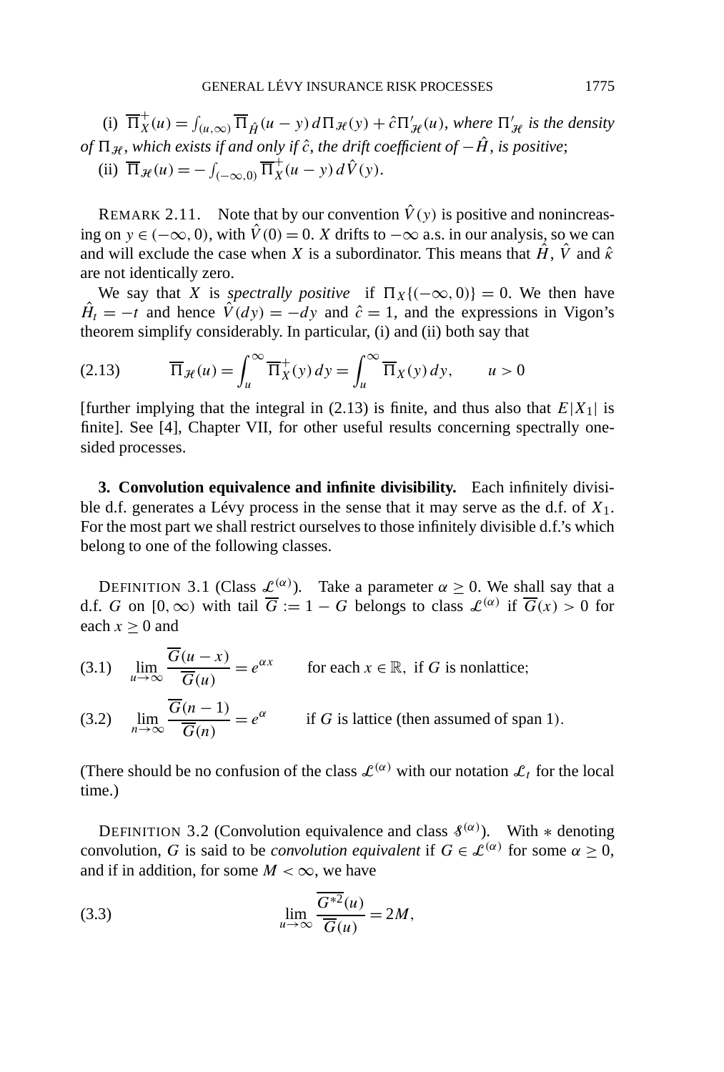(i) $\overline{\Pi}_X^+(u) = \int_{(u,\infty)} \overline{\Pi}_{\hat{H}}(u-y)\, d\Pi_{\mathcal{H}}(y) + \hat{c}\Pi'_{\mathcal{H}}(u)$, *where* $\Pi'_{\mathcal{H}}$ *is the density of* $\Pi_{\mathcal{H}}$, *which exists if and only if* $\hat{c}$, *the drift coefficient of* $-\hat{H}$, *is positive*;

(ii) $\overline{\Pi}_{\mathcal{H}}(u) = -\int_{(-\infty,0)} \overline{\Pi}_X^+(u-y)\, d\hat{V}(y)$.

REMARK 2.11. Note that by our convention $\hat{V}(y)$ is positive and nonincreasing on $y \in (-\infty, 0)$, with $\hat{V}(0) = 0$. $X$ drifts to $-\infty$ a.s. in our analysis, so we can and will exclude the case when $X$ is a subordinator. This means that $\hat{H}$, $\hat{V}$ and $\hat{\kappa}$ are not identically zero.

We say that $X$ is *spectrally positive* if $\Pi_X\{(-\infty, 0)\} = 0$. We then have $\hat{H}_t = -t$ and hence $\hat{V}(dy) = -dy$ and $\hat{c} = 1$, and the expressions in Vigon's theorem simplify considerably. In particular, (i) and (ii) both say that

$$\overline{\Pi}_{\mathcal{H}}(u) = \int_u^\infty \overline{\Pi}_X^+(y)\, dy = \int_u^\infty \overline{\Pi}_X(y)\, dy, \qquad u > 0 \tag{2.13}$$

[further implying that the integral in (2.13) is finite, and thus also that $E|X_1|$ is finite]. See [4], Chapter VII, for other useful results concerning spectrally one-sided processes.

## 3. Convolution equivalence and infinite divisibility.

Each infinitely divisible d.f. generates a Lévy process in the sense that it may serve as the d.f. of $X_1$. For the most part we shall restrict ourselves to those infinitely divisible d.f.'s which belong to one of the following classes.

DEFINITION 3.1 (Class $\mathcal{L}^{(\alpha)}$). Take a parameter $\alpha \geq 0$. We shall say that a d.f. $G$ on $[0, \infty)$ with tail $\overline{G} := 1 - G$ belongs to class $\mathcal{L}^{(\alpha)}$ if $\overline{G}(x) > 0$ for each $x \geq 0$ and

$$\lim_{u\to\infty} \frac{\overline{G}(u-x)}{\overline{G}(u)} = e^{\alpha x} \qquad \text{for each } x \in \mathbb{R}, \text{ if } G \text{ is nonlattice}; \tag{3.1}$$

$$\lim_{n\to\infty} \frac{\overline{G}(n-1)}{\overline{G}(n)} = e^{\alpha} \qquad \text{if } G \text{ is lattice (then assumed of span 1)}. \tag{3.2}$$

(There should be no confusion of the class $\mathcal{L}^{(\alpha)}$ with our notation $\mathcal{L}_t$ for the local time.)

DEFINITION 3.2 (Convolution equivalence and class $\mathcal{S}^{(\alpha)}$). With $*$ denoting convolution, $G$ is said to be *convolution equivalent* if $G \in \mathcal{L}^{(\alpha)}$ for some $\alpha \geq 0$, and if in addition, for some $M < \infty$, we have

$$\lim_{u\to\infty} \frac{\overline{G^{*2}}(u)}{\overline{G}(u)} = 2M, \tag{3.3}$$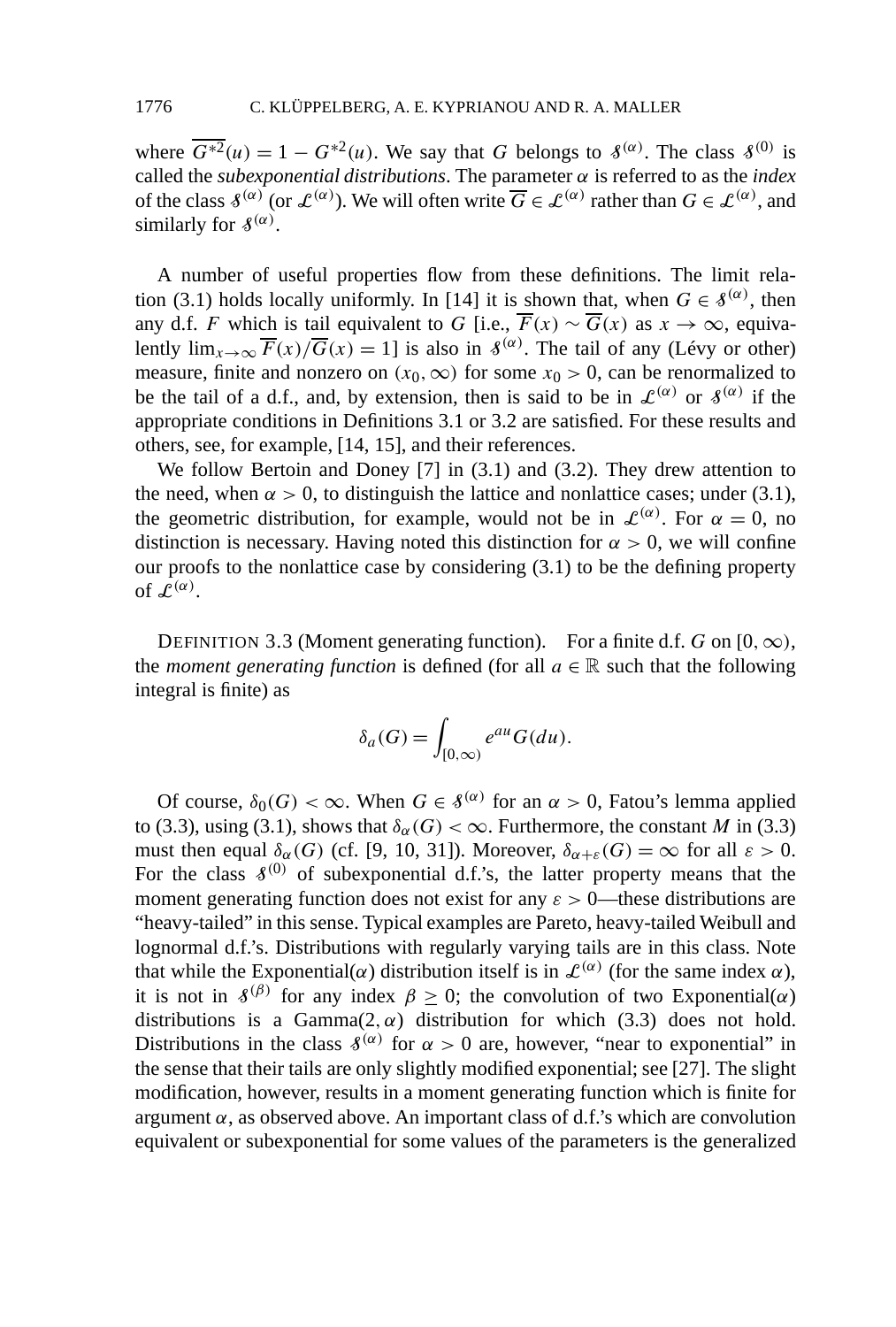where $\overline{G^{*2}}(u) = 1 - G^{*2}(u)$. We say that $G$ belongs to $\mathcal{S}^{(\alpha)}$. The class $\mathcal{S}^{(0)}$ is called the *subexponential distributions*. The parameter $\alpha$ is referred to as the *index* of the class $\mathcal{S}^{(\alpha)}$ (or $\mathcal{L}^{(\alpha)}$). We will often write $\overline{G} \in \mathcal{L}^{(\alpha)}$ rather than $G \in \mathcal{L}^{(\alpha)}$, and similarly for $\mathcal{S}^{(\alpha)}$.

A number of useful properties flow from these definitions. The limit relation (3.1) holds locally uniformly. In [14] it is shown that, when $G \in \mathcal{S}^{(\alpha)}$, then any d.f. $F$ which is tail equivalent to $G$ [i.e., $\overline{F}(x) \sim \overline{G}(x)$ as $x \to \infty$, equivalently $\lim_{x\to\infty} \overline{F}(x)/\overline{G}(x) = 1$] is also in $\mathcal{S}^{(\alpha)}$. The tail of any (Lévy or other) measure, finite and nonzero on $(x_0, \infty)$ for some $x_0 > 0$, can be renormalized to be the tail of a d.f., and, by extension, then is said to be in $\mathcal{L}^{(\alpha)}$ or $\mathcal{S}^{(\alpha)}$ if the appropriate conditions in Definitions 3.1 or 3.2 are satisfied. For these results and others, see, for example, [14, 15], and their references.

We follow Bertoin and Doney [7] in (3.1) and (3.2). They drew attention to the need, when $\alpha > 0$, to distinguish the lattice and nonlattice cases; under (3.1), the geometric distribution, for example, would not be in $\mathcal{L}^{(\alpha)}$. For $\alpha = 0$, no distinction is necessary. Having noted this distinction for $\alpha > 0$, we will confine our proofs to the nonlattice case by considering (3.1) to be the defining property of $\mathcal{L}^{(\alpha)}$.

DEFINITION 3.3 (Moment generating function). For a finite d.f. $G$ on $[0, \infty)$, the *moment generating function* is defined (for all $a \in \mathbb{R}$ such that the following integral is finite) as

$$\delta_a(G) = \int_{[0,\infty)} e^{au} G(du).$$

Of course, $\delta_0(G) < \infty$. When $G \in \mathcal{S}^{(\alpha)}$ for an $\alpha > 0$, Fatou's lemma applied to (3.3), using (3.1), shows that $\delta_\alpha(G) < \infty$. Furthermore, the constant $M$ in (3.3) must then equal $\delta_\alpha(G)$ (cf. [9, 10, 31]). Moreover, $\delta_{\alpha+\varepsilon}(G) = \infty$ for all $\varepsilon > 0$. For the class $\mathcal{S}^{(0)}$ of subexponential d.f.'s, the latter property means that the moment generating function does not exist for any $\varepsilon > 0$—these distributions are "heavy-tailed" in this sense. Typical examples are Pareto, heavy-tailed Weibull and lognormal d.f.'s. Distributions with regularly varying tails are in this class. Note that while the Exponential($\alpha$) distribution itself is in $\mathcal{L}^{(\alpha)}$ (for the same index $\alpha$), it is not in $\mathcal{S}^{(\beta)}$ for any index $\beta \geq 0$; the convolution of two Exponential($\alpha$) distributions is a Gamma($2, \alpha$) distribution for which (3.3) does not hold. Distributions in the class $\mathcal{S}^{(\alpha)}$ for $\alpha > 0$ are, however, "near to exponential" in the sense that their tails are only slightly modified exponential; see [27]. The slight modification, however, results in a moment generating function which is finite for argument $\alpha$, as observed above. An important class of d.f.'s which are convolution equivalent or subexponential for some values of the parameters is the generalized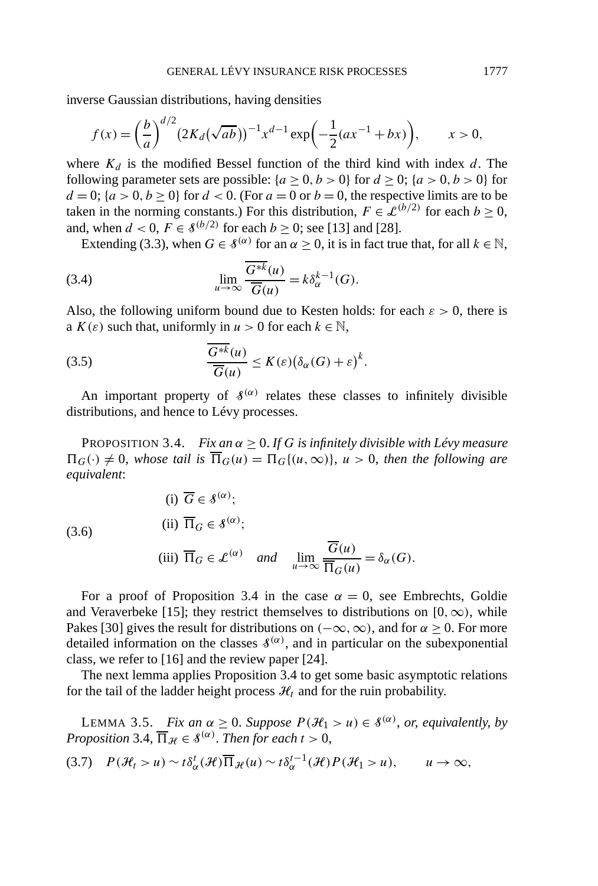inverse Gaussian distributions, having densities

$$f(x) = \left(\frac{b}{a}\right)^{d/2} \big(2K_d(\sqrt{ab})\big)^{-1} x^{d-1} \exp\left(-\frac{1}{2}(ax^{-1} + bx)\right), \qquad x > 0,$$

where $K_d$ is the modified Bessel function of the third kind with index $d$. The following parameter sets are possible: $\{a \geq 0, b > 0\}$ for $d \geq 0$; $\{a > 0, b > 0\}$ for $d = 0$; $\{a > 0, b \geq 0\}$ for $d < 0$. (For $a = 0$ or $b = 0$, the respective limits are to be taken in the norming constants.) For this distribution, $F \in \mathcal{L}^{(b/2)}$ for each $b \geq 0$, and, when $d < 0$, $F \in \mathcal{S}^{(b/2)}$ for each $b \geq 0$; see [13] and [28].

Extending (3.3), when $G \in \mathcal{S}^{(\alpha)}$ for an $\alpha \geq 0$, it is in fact true that, for all $k \in \mathbb{N}$,

$$\lim_{u \to \infty} \frac{\overline{G^{*k}}(u)}{\overline{G}(u)} = k \delta_\alpha^{k-1}(G). \tag{3.4}$$

Also, the following uniform bound due to Kesten holds: for each $\varepsilon > 0$, there is a $K(\varepsilon)$ such that, uniformly in $u > 0$ for each $k \in \mathbb{N}$,

$$\frac{\overline{G^{*k}}(u)}{\overline{G}(u)} \leq K(\varepsilon)\big(\delta_\alpha(G) + \varepsilon\big)^k. \tag{3.5}$$

An important property of $\mathcal{S}^{(\alpha)}$ relates these classes to infinitely divisible distributions, and hence to Lévy processes.

PROPOSITION 3.4. *Fix an $\alpha \geq 0$. If $G$ is infinitely divisible with Lévy measure $\Pi_G(\cdot) \neq 0$, whose tail is $\overline{\Pi}_G(u) = \Pi_G\{(u, \infty)\}$, $u > 0$, then the following are equivalent*:

$$\begin{aligned} &\text{(i) } \overline{G} \in \mathcal{S}^{(\alpha)}; \\ &\text{(ii) } \overline{\Pi}_G \in \mathcal{S}^{(\alpha)}; \\ &\text{(iii) } \overline{\Pi}_G \in \mathcal{L}^{(\alpha)} \quad \textit{and} \quad \lim_{u \to \infty} \frac{\overline{G}(u)}{\overline{\Pi}_G(u)} = \delta_\alpha(G). \end{aligned} \tag{3.6}$$

For a proof of Proposition 3.4 in the case $\alpha = 0$, see Embrechts, Goldie and Veraverbeke [15]; they restrict themselves to distributions on $[0, \infty)$, while Pakes [30] gives the result for distributions on $(-\infty, \infty)$, and for $\alpha \geq 0$. For more detailed information on the classes $\mathcal{S}^{(\alpha)}$, and in particular on the subexponential class, we refer to [16] and the review paper [24].

The next lemma applies Proposition 3.4 to get some basic asymptotic relations for the tail of the ladder height process $\mathcal{H}_t$ and for the ruin probability.

LEMMA 3.5. *Fix an $\alpha \geq 0$. Suppose $P(\mathcal{H}_1 > u) \in \mathcal{S}^{(\alpha)}$, or, equivalently, by Proposition 3.4, $\overline{\Pi}_{\mathcal{H}} \in \mathcal{S}^{(\alpha)}$. Then for each $t > 0$,*

$$P(\mathcal{H}_t > u) \sim t\delta_\alpha^t(\mathcal{H})\overline{\Pi}_{\mathcal{H}}(u) \sim t\delta_\alpha^{t-1}(\mathcal{H})P(\mathcal{H}_1 > u), \qquad u \to \infty, \tag{3.7}$$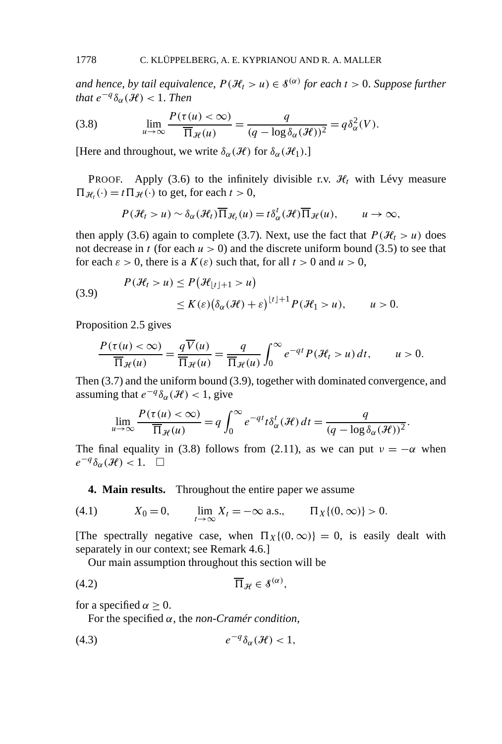*and hence, by tail equivalence, $P(\mathcal{H}_t > u) \in \mathcal{S}^{(\alpha)}$ for each $t > 0$. Suppose further that $e^{-q}\delta_\alpha(\mathcal{H}) < 1$. Then*

$$\lim_{u\to\infty} \frac{P(\tau(u) < \infty)}{\overline{\Pi}_{\mathcal{H}}(u)} = \frac{q}{(q - \log \delta_\alpha(\mathcal{H}))^2} = q\delta_\alpha^2(V). \tag{3.8}$$

[Here and throughout, we write $\delta_\alpha(\mathcal{H})$ for $\delta_\alpha(\mathcal{H}_1)$.]

PROOF. Apply (3.6) to the infinitely divisible r.v. $\mathcal{H}_t$ with Lévy measure $\Pi_{\mathcal{H}_t}(\cdot) = t\Pi_{\mathcal{H}}(\cdot)$ to get, for each $t > 0$,

$$P(\mathcal{H}_t > u) \sim \delta_\alpha(\mathcal{H}_t)\overline{\Pi}_{\mathcal{H}_t}(u) = t\delta_\alpha^t(\mathcal{H})\overline{\Pi}_{\mathcal{H}}(u), \qquad u \to \infty,$$

then apply (3.6) again to complete (3.7). Next, use the fact that $P(\mathcal{H}_t > u)$ does not decrease in $t$ (for each $u > 0$) and the discrete uniform bound (3.5) to see that for each $\varepsilon > 0$, there is a $K(\varepsilon)$ such that, for all $t > 0$ and $u > 0$,

$$\begin{aligned} P(\mathcal{H}_t > u) &\le P\big(\mathcal{H}_{\lfloor t \rfloor + 1} > u\big) \\ &\le K(\varepsilon)\big(\delta_\alpha(\mathcal{H}) + \varepsilon\big)^{\lfloor t \rfloor + 1} P(\mathcal{H}_1 > u), \qquad u > 0. \end{aligned} \tag{3.9}$$

Proposition 2.5 gives

$$\frac{P(\tau(u) < \infty)}{\overline{\Pi}_{\mathcal{H}}(u)} = \frac{q\overline{V}(u)}{\overline{\Pi}_{\mathcal{H}}(u)} = \frac{q}{\overline{\Pi}_{\mathcal{H}}(u)} \int_0^\infty e^{-qt} P(\mathcal{H}_t > u)\, dt, \qquad u > 0.$$

Then (3.7) and the uniform bound (3.9), together with dominated convergence, and assuming that $e^{-q}\delta_\alpha(\mathcal{H}) < 1$, give

$$\lim_{u\to\infty} \frac{P(\tau(u) < \infty)}{\overline{\Pi}_{\mathcal{H}}(u)} = q\int_0^\infty e^{-qt} t\delta_\alpha^t(\mathcal{H})\, dt = \frac{q}{(q - \log \delta_\alpha(\mathcal{H}))^2}.$$

The final equality in (3.8) follows from (2.11), as we can put $\nu = -\alpha$ when $e^{-q}\delta_\alpha(\mathcal{H}) < 1$. $\square$

## 4. Main results.

Throughout the entire paper we assume

$$X_0 = 0, \qquad \lim_{t\to\infty} X_t = -\infty \text{ a.s.}, \qquad \Pi_X\{(0, \infty)\} > 0. \tag{4.1}$$

[The spectrally negative case, when $\Pi_X\{(0, \infty)\} = 0$, is easily dealt with separately in our context; see Remark 4.6.]

Our main assumption throughout this section will be

$$\overline{\Pi}_{\mathcal{H}} \in \mathcal{S}^{(\alpha)}, \tag{4.2}$$

for a specified $\alpha \ge 0$.

For the specified $\alpha$, the *non-Cramér condition*,

$$e^{-q}\delta_\alpha(\mathcal{H}) < 1, \tag{4.3}$$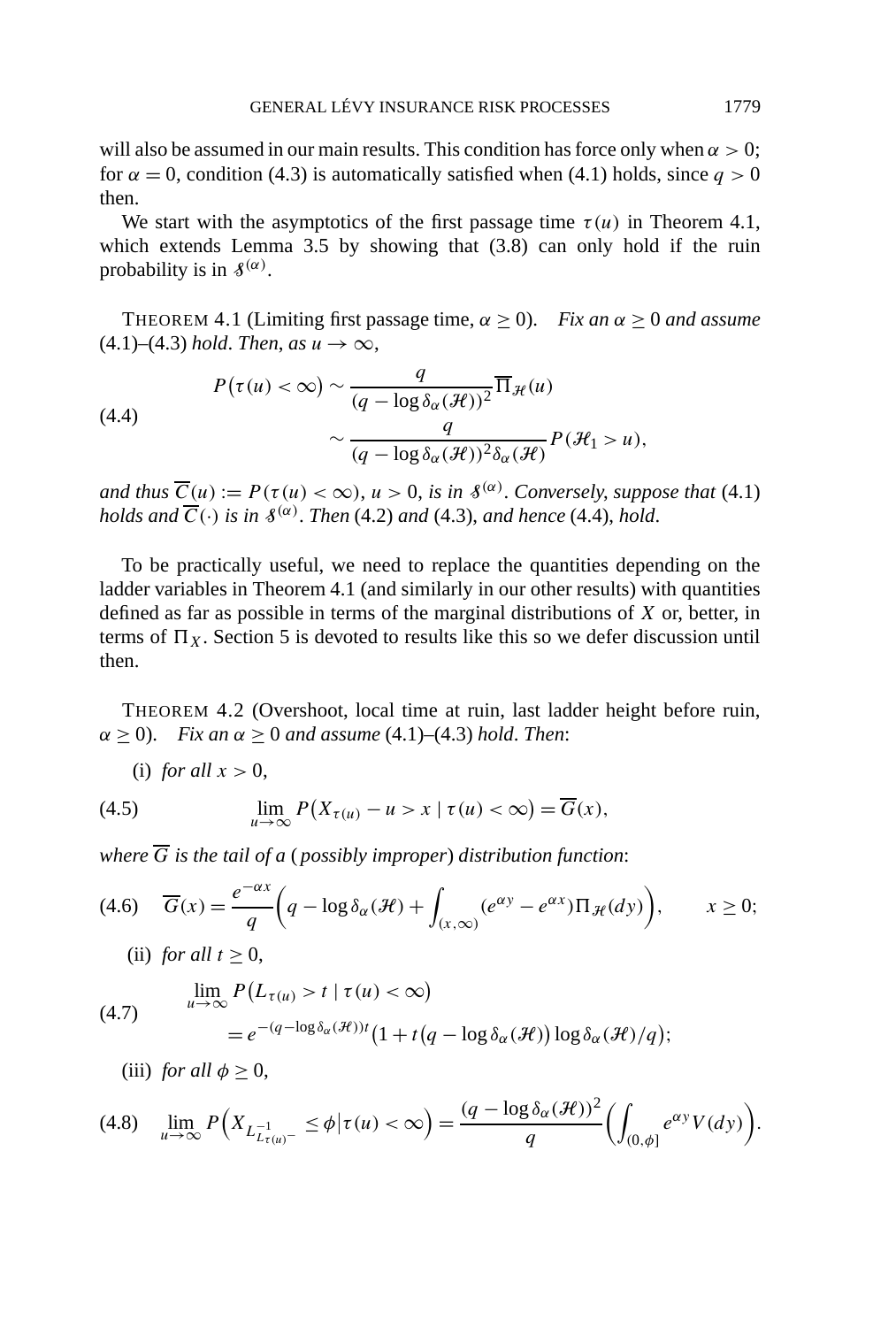will also be assumed in our main results. This condition has force only when $\alpha > 0$; for $\alpha = 0$, condition (4.3) is automatically satisfied when (4.1) holds, since $q > 0$ then.

We start with the asymptotics of the first passage time $\tau(u)$ in Theorem 4.1, which extends Lemma 3.5 by showing that (3.8) can only hold if the ruin probability is in $\mathcal{S}^{(\alpha)}$.

THEOREM 4.1 (Limiting first passage time, $\alpha \geq 0$). *Fix an $\alpha \geq 0$ and assume* (4.1)–(4.3) *hold. Then, as $u \to \infty$,*

$$
\begin{aligned}
P\big(\tau(u) < \infty\big) &\sim \frac{q}{(q - \log \delta_\alpha(\mathcal{H}))^2} \overline{\Pi}_{\mathcal{H}}(u) \\
&\sim \frac{q}{(q - \log \delta_\alpha(\mathcal{H}))^2 \delta_\alpha(\mathcal{H})} P(\mathcal{H}_1 > u),
\end{aligned}
\tag{4.4}
$$

*and thus $\overline{C}(u) := P(\tau(u) < \infty)$, $u > 0$, is in $\mathcal{S}^{(\alpha)}$. Conversely, suppose that* (4.1) *holds and $\overline{C}(\cdot)$ is in $\mathcal{S}^{(\alpha)}$. Then* (4.2) *and* (4.3), *and hence* (4.4), *hold.*

To be practically useful, we need to replace the quantities depending on the ladder variables in Theorem 4.1 (and similarly in our other results) with quantities defined as far as possible in terms of the marginal distributions of $X$ or, better, in terms of $\Pi_X$. Section 5 is devoted to results like this so we defer discussion until then.

THEOREM 4.2 (Overshoot, local time at ruin, last ladder height before ruin, $\alpha \geq 0$). *Fix an $\alpha \geq 0$ and assume* (4.1)–(4.3) *hold. Then*:

(i) *for all $x > 0$,*

$$
\lim_{u \to \infty} P\big(X_{\tau(u)} - u > x \mid \tau(u) < \infty\big) = \overline{G}(x),
\tag{4.5}
$$

*where $\overline{G}$ is the tail of a* (*possibly improper*) *distribution function*:

$$
\overline{G}(x) = \frac{e^{-\alpha x}}{q}\left(q - \log \delta_\alpha(\mathcal{H}) + \int_{(x,\infty)} (e^{\alpha y} - e^{\alpha x}) \Pi_{\mathcal{H}}(dy)\right), \qquad x \geq 0;
\tag{4.6}
$$

(ii) *for all $t \geq 0$,*

$$
\begin{aligned}
&\lim_{u \to \infty} P\big(L_{\tau(u)} > t \mid \tau(u) < \infty\big) \\
&\qquad = e^{-(q - \log \delta_\alpha(\mathcal{H}))t}\big(1 + t\big(q - \log \delta_\alpha(\mathcal{H})\big) \log \delta_\alpha(\mathcal{H})/q\big);
\end{aligned}
\tag{4.7}
$$

(iii) *for all $\phi \geq 0$,*

$$
\lim_{u \to \infty} P\Big(X_{L^{-1}_{L_{\tau(u)^-}}} \leq \phi \big| \tau(u) < \infty\Big) = \frac{(q - \log \delta_\alpha(\mathcal{H}))^2}{q}\left(\int_{(0,\phi]} e^{\alpha y} V(dy)\right).
\tag{4.8}
$$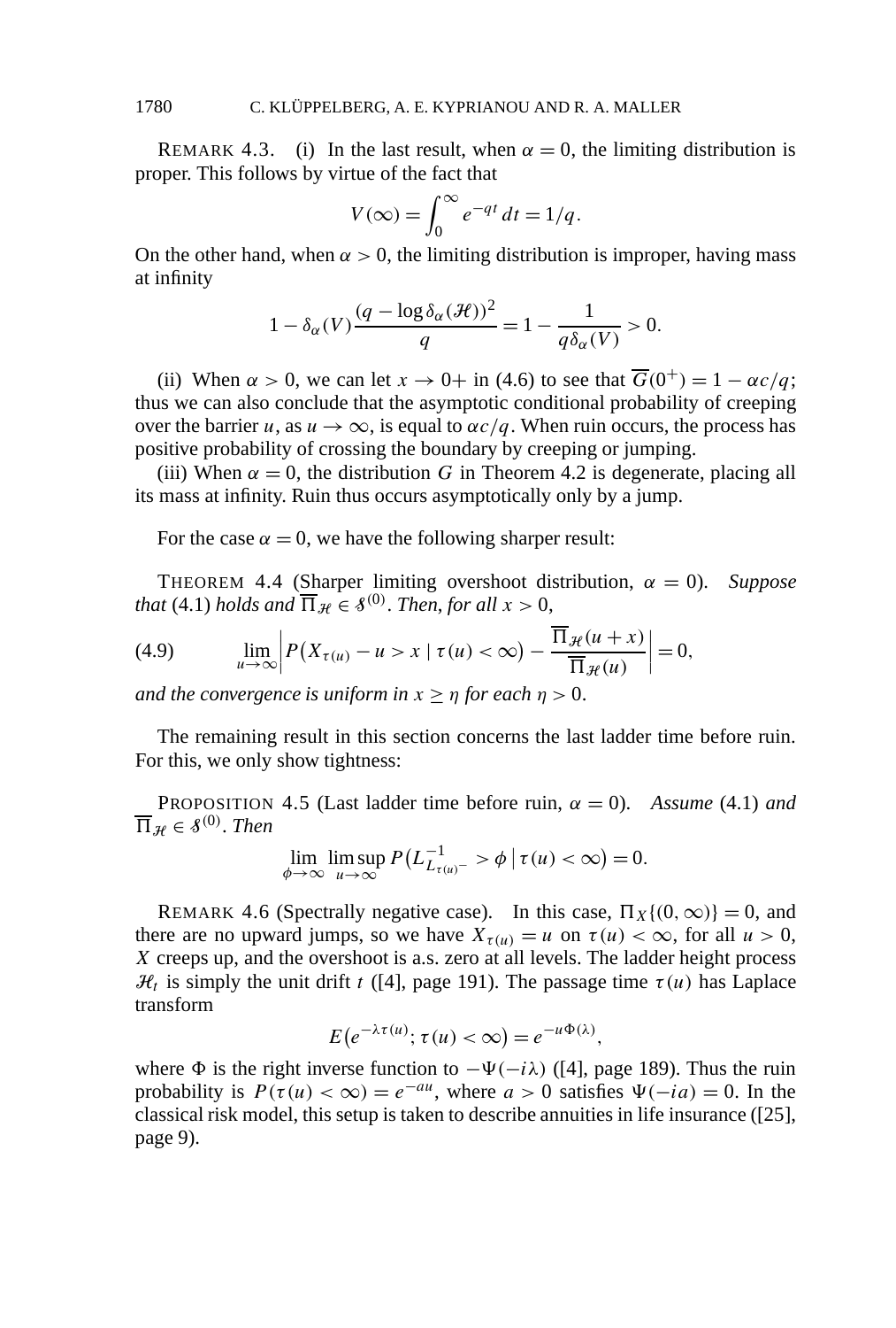REMARK 4.3. (i) In the last result, when $\alpha = 0$, the limiting distribution is proper. This follows by virtue of the fact that

$$V(\infty) = \int_0^\infty e^{-qt}\,dt = 1/q.$$

On the other hand, when $\alpha > 0$, the limiting distribution is improper, having mass at infinity

$$1 - \delta_\alpha(V)\frac{(q - \log \delta_\alpha(\mathcal{H}))^2}{q} = 1 - \frac{1}{q\delta_\alpha(V)} > 0.$$

(ii) When $\alpha > 0$, we can let $x \to 0+$ in (4.6) to see that $\overline{G}(0^+) = 1 - \alpha c/q$; thus we can also conclude that the asymptotic conditional probability of creeping over the barrier $u$, as $u \to \infty$, is equal to $\alpha c/q$. When ruin occurs, the process has positive probability of crossing the boundary by creeping or jumping.

(iii) When $\alpha = 0$, the distribution $G$ in Theorem 4.2 is degenerate, placing all its mass at infinity. Ruin thus occurs asymptotically only by a jump.

For the case $\alpha = 0$, we have the following sharper result:

THEOREM 4.4 (Sharper limiting overshoot distribution, $\alpha = 0$). *Suppose that* (4.1) *holds and* $\overline{\Pi}_{\mathcal{H}} \in \mathcal{S}^{(0)}$. *Then, for all* $x > 0$,

$$\lim_{u\to\infty}\left| P\big(X_{\tau(u)} - u > x \mid \tau(u) < \infty\big) - \frac{\overline{\Pi}_{\mathcal{H}}(u+x)}{\overline{\Pi}_{\mathcal{H}}(u)}\right| = 0, \tag{4.9}$$

*and the convergence is uniform in* $x \geq \eta$ *for each* $\eta > 0$.

The remaining result in this section concerns the last ladder time before ruin. For this, we only show tightness:

PROPOSITION 4.5 (Last ladder time before ruin, $\alpha = 0$). *Assume* (4.1) *and* $\overline{\Pi}_{\mathcal{H}} \in \mathcal{S}^{(0)}$. *Then*

$$\lim_{\phi\to\infty}\limsup_{u\to\infty} P\big(L^{-1}_{L_{\tau(u)^-}} > \phi \,\big|\, \tau(u) < \infty\big) = 0.$$

REMARK 4.6 (Spectrally negative case). In this case, $\Pi_X\{(0,\infty)\} = 0$, and there are no upward jumps, so we have $X_{\tau(u)} = u$ on $\tau(u) < \infty$, for all $u > 0$, $X$ creeps up, and the overshoot is a.s. zero at all levels. The ladder height process $\mathcal{H}_t$ is simply the unit drift $t$ ([4], page 191). The passage time $\tau(u)$ has Laplace transform

$$E\big(e^{-\lambda\tau(u)}; \tau(u) < \infty\big) = e^{-u\Phi(\lambda)},$$

where $\Phi$ is the right inverse function to $-\Psi(-i\lambda)$ ([4], page 189). Thus the ruin probability is $P(\tau(u) < \infty) = e^{-au}$, where $a > 0$ satisfies $\Psi(-ia) = 0$. In the classical risk model, this setup is taken to describe annuities in life insurance ([25], page 9).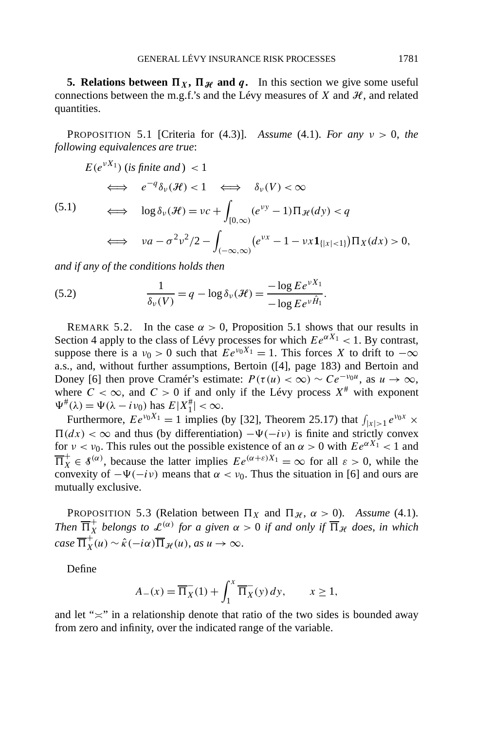## 5. Relations between $\Pi_X$, $\Pi_{\mathcal{H}}$ and $q$.

In this section we give some useful connections between the m.g.f.'s and the Lévy measures of $X$ and $\mathcal{H}$, and related quantities.

PROPOSITION 5.1 [Criteria for (4.3)]. *Assume* (4.1). *For any* $\nu > 0$, *the following equivalences are true*:

$$
\begin{aligned}
&E(e^{\nu X_1}) \text{ (is finite and) } < 1 \\
&\quad \iff \quad e^{-q}\delta_\nu(\mathcal{H}) < 1 \quad \iff \quad \delta_\nu(V) < \infty \\
&\quad \iff \quad \log \delta_\nu(\mathcal{H}) = \nu c + \int_{[0,\infty)} (e^{\nu y} - 1)\Pi_{\mathcal{H}}(dy) < q \\
&\quad \iff \quad \nu a - \sigma^2\nu^2/2 - \int_{(-\infty,\infty)} \bigl(e^{\nu x} - 1 - \nu x \mathbf{1}_{\{|x|<1\}}\bigr)\Pi_X(dx) > 0,
\end{aligned}
\tag{5.1}
$$

*and if any of the conditions holds then*

$$
\frac{1}{\delta_\nu(V)} = q - \log \delta_\nu(\mathcal{H}) = \frac{-\log E e^{\nu X_1}}{-\log E e^{\nu \hat{H}_1}}. \tag{5.2}
$$

REMARK 5.2. In the case $\alpha > 0$, Proposition 5.1 shows that our results in Section 4 apply to the class of Lévy processes for which $Ee^{\alpha X_1} < 1$. By contrast, suppose there is a $\nu_0 > 0$ such that $Ee^{\nu_0 X_1} = 1$. This forces $X$ to drift to $-\infty$ a.s., and, without further assumptions, Bertoin ([4], page 183) and Bertoin and Doney [6] then prove Cramér's estimate: $P(\tau(u) < \infty) \sim Ce^{-\nu_0 u}$, as $u \to \infty$, where $C < \infty$, and $C > 0$ if and only if the Lévy process $X^{\#}$ with exponent $\Psi^{\#}(\lambda) = \Psi(\lambda - i\nu_0)$ has $E|X_1^{\#}| < \infty$.

Furthermore, $Ee^{\nu_0 X_1} = 1$ implies (by [32], Theorem 25.17) that $\int_{|x|>1} e^{\nu_0 x} \times \Pi(dx) < \infty$ and thus (by differentiation) $-\Psi(-i\nu)$ is finite and strictly convex for $\nu < \nu_0$. This rules out the possible existence of an $\alpha > 0$ with $Ee^{\alpha X_1} < 1$ and $\overline{\Pi}_X^+ \in \mathcal{S}^{(\alpha)}$, because the latter implies $Ee^{(\alpha+\varepsilon)X_1} = \infty$ for all $\varepsilon > 0$, while the convexity of $-\Psi(-i\nu)$ means that $\alpha < \nu_0$. Thus the situation in [6] and ours are mutually exclusive.

PROPOSITION 5.3 (Relation between $\Pi_X$ and $\Pi_{\mathcal{H}}$, $\alpha > 0$). *Assume* (4.1). *Then* $\overline{\Pi}_X^+$ *belongs to* $\mathcal{L}^{(\alpha)}$ *for a given* $\alpha > 0$ *if and only if* $\overline{\Pi}_{\mathcal{H}}$ *does, in which case* $\overline{\Pi}_X^+(u) \sim \hat{\kappa}(-i\alpha)\overline{\Pi}_{\mathcal{H}}(u)$, *as* $u \to \infty$.

Define

$$
A_-(x) = \overline{\Pi}_X^-(1) + \int_1^x \overline{\Pi}_X^-(y)\,dy, \qquad x \ge 1,
$$

and let "$\asymp$" in a relationship denote that ratio of the two sides is bounded away from zero and infinity, over the indicated range of the variable.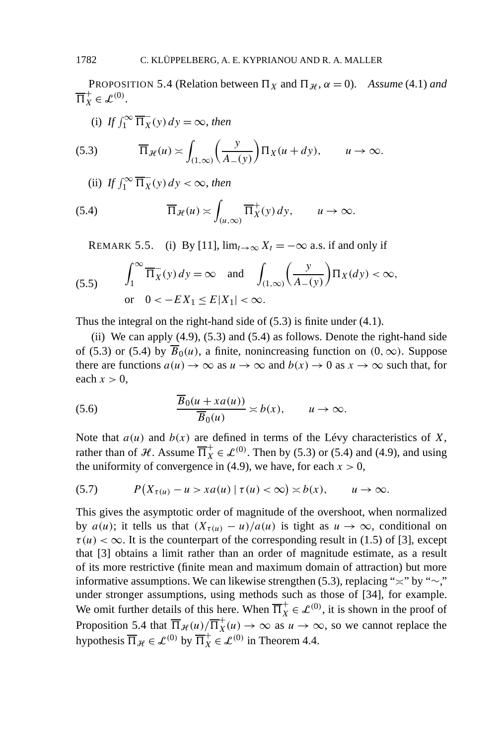PROPOSITION 5.4 (Relation between $\Pi_X$ and $\Pi_{\mathscr{H}}$, $\alpha = 0$). *Assume* (4.1) *and* $\overline{\Pi}_X^+ \in \mathscr{L}^{(0)}$.

(i) *If* $\int_1^\infty \overline{\Pi}_X^-(y)\,dy = \infty$, *then*

$$\overline{\Pi}_{\mathscr{H}}(u) \asymp \int_{(1,\infty)} \left(\frac{y}{A_-(y)}\right) \Pi_X(u + dy), \qquad u \to \infty. \tag{5.3}$$

(ii) *If* $\int_1^\infty \overline{\Pi}_X^-(y)\,dy < \infty$, *then*

$$\overline{\Pi}_{\mathscr{H}}(u) \asymp \int_{(u,\infty)} \overline{\Pi}_X^+(y)\,dy, \qquad u \to \infty. \tag{5.4}$$

REMARK 5.5. (i) By [11], $\lim_{t\to\infty} X_t = -\infty$ a.s. if and only if

$$\begin{aligned} &\int_1^\infty \overline{\Pi}_X^-(y)\,dy = \infty \quad \text{and} \quad \int_{(1,\infty)} \left(\frac{y}{A_-(y)}\right) \Pi_X(dy) < \infty, \\ &\text{or} \quad 0 < -EX_1 \le E|X_1| < \infty. \end{aligned} \tag{5.5}$$

Thus the integral on the right-hand side of (5.3) is finite under (4.1).

(ii) We can apply (4.9), (5.3) and (5.4) as follows. Denote the right-hand side of (5.3) or (5.4) by $\overline{B}_0(u)$, a finite, nonincreasing function on $(0,\infty)$. Suppose there are functions $a(u) \to \infty$ as $u \to \infty$ and $b(x) \to 0$ as $x \to \infty$ such that, for each $x > 0$,

$$\frac{\overline{B}_0(u + xa(u))}{\overline{B}_0(u)} \asymp b(x), \qquad u \to \infty. \tag{5.6}$$

Note that $a(u)$ and $b(x)$ are defined in terms of the Lévy characteristics of $X$, rather than of $\mathscr{H}$. Assume $\overline{\Pi}_X^+ \in \mathscr{L}^{(0)}$. Then by (5.3) or (5.4) and (4.9), and using the uniformity of convergence in (4.9), we have, for each $x > 0$,

$$P\big(X_{\tau(u)} - u > xa(u) \mid \tau(u) < \infty\big) \asymp b(x), \qquad u \to \infty. \tag{5.7}$$

This gives the asymptotic order of magnitude of the overshoot, when normalized by $a(u)$; it tells us that $(X_{\tau(u)} - u)/a(u)$ is tight as $u \to \infty$, conditional on $\tau(u) < \infty$. It is the counterpart of the corresponding result in (1.5) of [3], except that [3] obtains a limit rather than an order of magnitude estimate, as a result of its more restrictive (finite mean and maximum domain of attraction) but more informative assumptions. We can likewise strengthen (5.3), replacing "$\asymp$" by "$\sim$," under stronger assumptions, using methods such as those of [34], for example. We omit further details of this here. When $\overline{\Pi}_X^+ \in \mathscr{L}^{(0)}$, it is shown in the proof of Proposition 5.4 that $\overline{\Pi}_{\mathscr{H}}(u)/\overline{\Pi}_X^+(u) \to \infty$ as $u \to \infty$, so we cannot replace the hypothesis $\overline{\Pi}_{\mathscr{H}} \in \mathscr{L}^{(0)}$ by $\overline{\Pi}_X^+ \in \mathscr{L}^{(0)}$ in Theorem 4.4.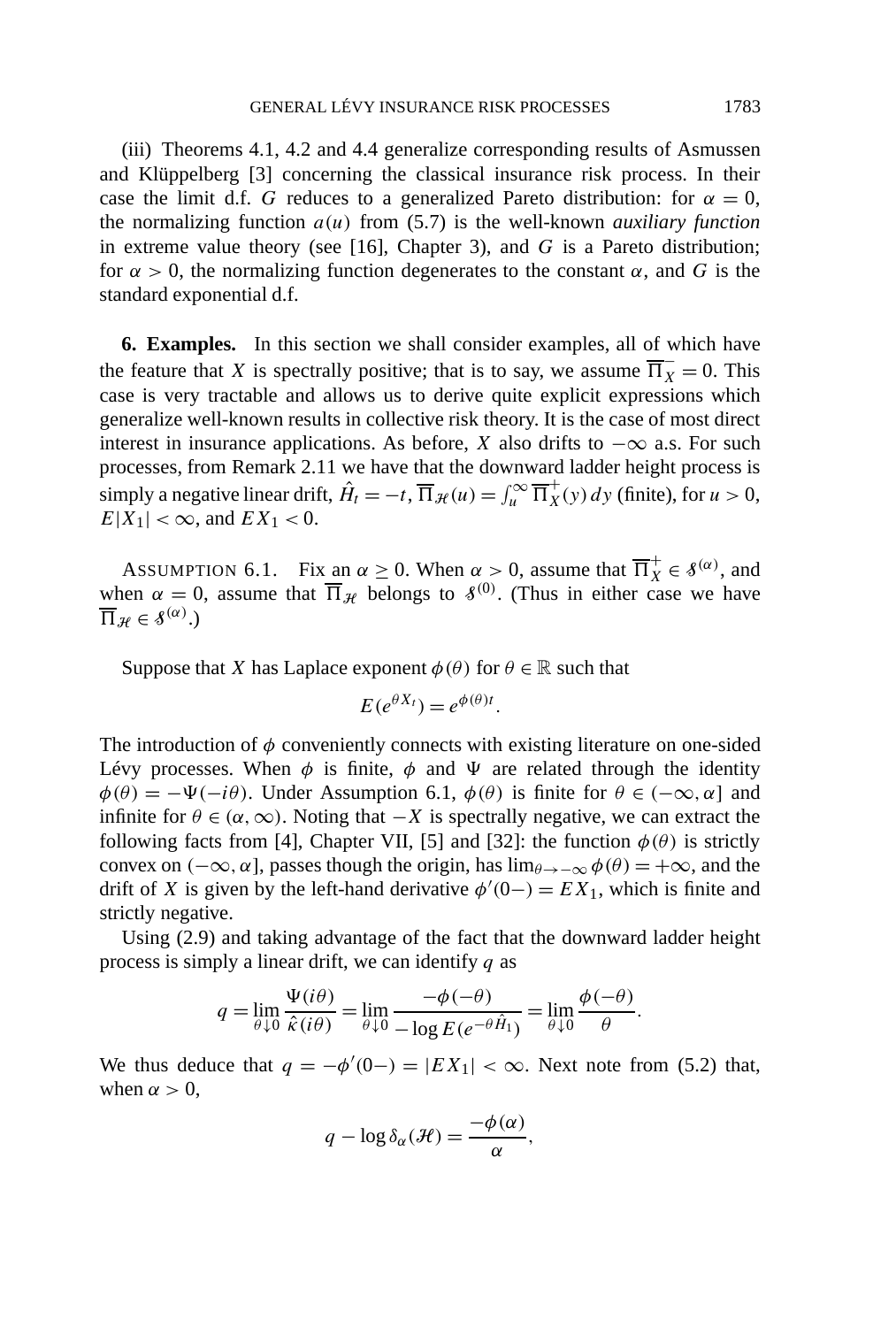(iii) Theorems 4.1, 4.2 and 4.4 generalize corresponding results of Asmussen and Klüppelberg [3] concerning the classical insurance risk process. In their case the limit d.f. $G$ reduces to a generalized Pareto distribution: for $\alpha = 0$, the normalizing function $a(u)$ from (5.7) is the well-known *auxiliary function* in extreme value theory (see [16], Chapter 3), and $G$ is a Pareto distribution; for $\alpha > 0$, the normalizing function degenerates to the constant $\alpha$, and $G$ is the standard exponential d.f.

**6. Examples.** In this section we shall consider examples, all of which have the feature that $X$ is spectrally positive; that is to say, we assume $\overline{\Pi}_X^- = 0$. This case is very tractable and allows us to derive quite explicit expressions which generalize well-known results in collective risk theory. It is the case of most direct interest in insurance applications. As before, $X$ also drifts to $-\infty$ a.s. For such processes, from Remark 2.11 we have that the downward ladder height process is simply a negative linear drift, $\hat{H}_t = -t$, $\overline{\Pi}_{\mathcal{H}}(u) = \int_u^\infty \overline{\Pi}_X^+(y)\, dy$ (finite), for $u > 0$, $E|X_1| < \infty$, and $EX_1 < 0$.

ASSUMPTION 6.1. Fix an $\alpha \geq 0$. When $\alpha > 0$, assume that $\overline{\Pi}_X^+ \in \mathcal{S}^{(\alpha)}$, and when $\alpha = 0$, assume that $\overline{\Pi}_{\mathcal{H}}$ belongs to $\mathcal{S}^{(0)}$. (Thus in either case we have $\overline{\Pi}_{\mathcal{H}} \in \mathcal{S}^{(\alpha)}$.)

Suppose that $X$ has Laplace exponent $\phi(\theta)$ for $\theta \in \mathbb{R}$ such that

$$E(e^{\theta X_t}) = e^{\phi(\theta)t}.$$

The introduction of $\phi$ conveniently connects with existing literature on one-sided Lévy processes. When $\phi$ is finite, $\phi$ and $\Psi$ are related through the identity $\phi(\theta) = -\Psi(-i\theta)$. Under Assumption 6.1, $\phi(\theta)$ is finite for $\theta \in (-\infty, \alpha]$ and infinite for $\theta \in (\alpha, \infty)$. Noting that $-X$ is spectrally negative, we can extract the following facts from [4], Chapter VII, [5] and [32]: the function $\phi(\theta)$ is strictly convex on $(-\infty, \alpha]$, passes though the origin, has $\lim_{\theta \to -\infty} \phi(\theta) = +\infty$, and the drift of $X$ is given by the left-hand derivative $\phi'(0-) = EX_1$, which is finite and strictly negative.

Using (2.9) and taking advantage of the fact that the downward ladder height process is simply a linear drift, we can identify $q$ as

$$q = \lim_{\theta \downarrow 0} \frac{\Psi(i\theta)}{\hat{\kappa}(i\theta)} = \lim_{\theta \downarrow 0} \frac{-\phi(-\theta)}{-\log E(e^{-\theta \hat{H}_1})} = \lim_{\theta \downarrow 0} \frac{\phi(-\theta)}{\theta}.$$

We thus deduce that $q = -\phi'(0-) = |EX_1| < \infty$. Next note from (5.2) that, when $\alpha > 0$,

$$q - \log \delta_\alpha(\mathcal{H}) = \frac{-\phi(\alpha)}{\alpha},$$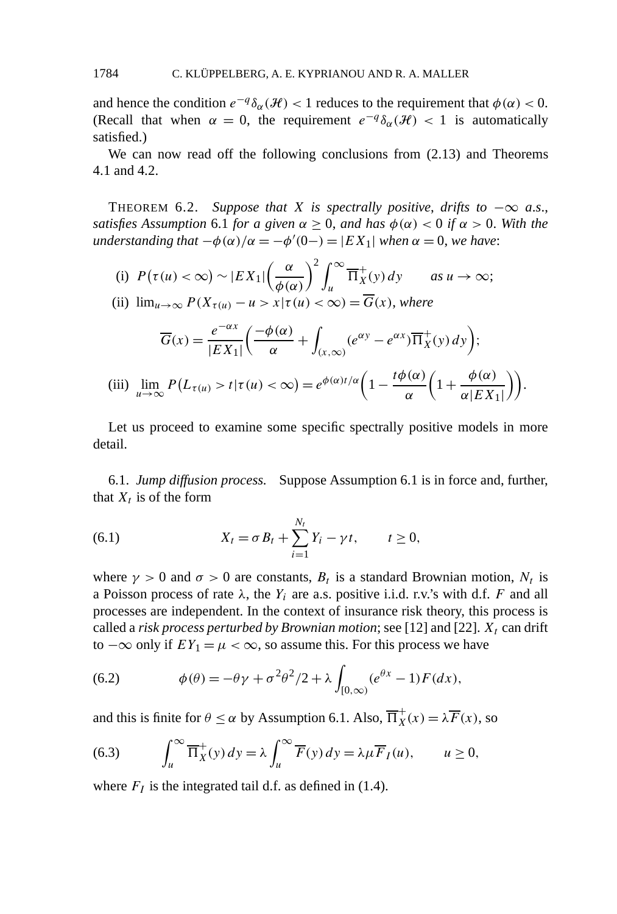and hence the condition $e^{-q}\delta_\alpha(\mathcal{H}) < 1$ reduces to the requirement that $\phi(\alpha) < 0$. (Recall that when $\alpha = 0$, the requirement $e^{-q}\delta_\alpha(\mathcal{H}) < 1$ is automatically satisfied.)

We can now read off the following conclusions from (2.13) and Theorems 4.1 and 4.2.

THEOREM 6.2. *Suppose that $X$ is spectrally positive, drifts to $-\infty$ a.s., satisfies Assumption* 6.1 *for a given $\alpha \geq 0$, and has $\phi(\alpha) < 0$ if $\alpha > 0$. With the understanding that $-\phi(\alpha)/\alpha = -\phi'(0-) = |EX_1|$ when $\alpha = 0$, we have*:

(i) $P\big(\tau(u) < \infty\big) \sim |EX_1|\left(\dfrac{\alpha}{\phi(\alpha)}\right)^2 \displaystyle\int_u^\infty \overline{\Pi}_X^+(y)\,dy \qquad$ *as* $u \to \infty$;

(ii) $\lim_{u\to\infty} P(X_{\tau(u)} - u > x | \tau(u) < \infty) = \overline{G}(x)$, *where*

$$\overline{G}(x) = \frac{e^{-\alpha x}}{|EX_1|}\left(\frac{-\phi(\alpha)}{\alpha} + \int_{(x,\infty)} (e^{\alpha y} - e^{\alpha x})\overline{\Pi}_X^+(y)\,dy\right);$$

(iii) $\displaystyle\lim_{u\to\infty} P\big(L_{\tau(u)} > t | \tau(u) < \infty\big) = e^{\phi(\alpha)t/\alpha}\left(1 - \frac{t\phi(\alpha)}{\alpha}\left(1 + \frac{\phi(\alpha)}{\alpha|EX_1|}\right)\right).$

Let us proceed to examine some specific spectrally positive models in more detail.

6.1. *Jump diffusion process.* Suppose Assumption 6.1 is in force and, further, that $X_t$ is of the form

$$X_t = \sigma B_t + \sum_{i=1}^{N_t} Y_i - \gamma t, \qquad t \geq 0, \tag{6.1}$$

where $\gamma > 0$ and $\sigma > 0$ are constants, $B_t$ is a standard Brownian motion, $N_t$ is a Poisson process of rate $\lambda$, the $Y_i$ are a.s. positive i.i.d. r.v.'s with d.f. $F$ and all processes are independent. In the context of insurance risk theory, this process is called a *risk process perturbed by Brownian motion*; see [12] and [22]. $X_t$ can drift to $-\infty$ only if $EY_1 = \mu < \infty$, so assume this. For this process we have

$$\phi(\theta) = -\theta\gamma + \sigma^2\theta^2/2 + \lambda\int_{[0,\infty)} (e^{\theta x} - 1)F(dx), \tag{6.2}$$

and this is finite for $\theta \leq \alpha$ by Assumption 6.1. Also, $\overline{\Pi}_X^+(x) = \lambda\overline{F}(x)$, so

$$\int_u^\infty \overline{\Pi}_X^+(y)\,dy = \lambda\int_u^\infty \overline{F}(y)\,dy = \lambda\mu\overline{F}_I(u), \qquad u \geq 0, \tag{6.3}$$

where $F_I$ is the integrated tail d.f. as defined in (1.4).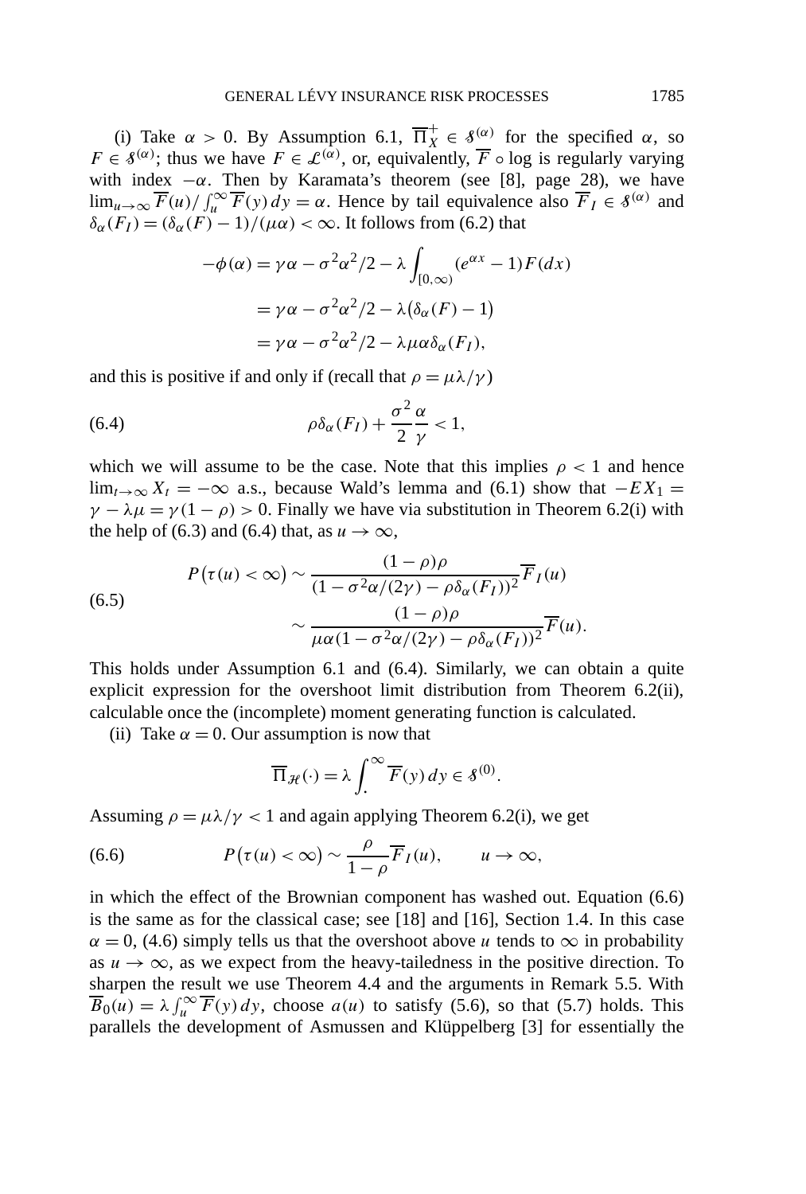(i) Take $\alpha > 0$. By Assumption 6.1, $\overline{\Pi}_X^+ \in \mathcal{S}^{(\alpha)}$ for the specified $\alpha$, so $F \in \mathcal{S}^{(\alpha)}$; thus we have $F \in \mathcal{L}^{(\alpha)}$, or, equivalently, $\overline{F} \circ \log$ is regularly varying with index $-\alpha$. Then by Karamata's theorem (see [8], page 28), we have $\lim_{u\to\infty} \overline{F}(u)/\int_u^\infty \overline{F}(y)\,dy = \alpha$. Hence by tail equivalence also $\overline{F}_I \in \mathcal{S}^{(\alpha)}$ and $\delta_\alpha(F_I) = (\delta_\alpha(F) - 1)/(\mu\alpha) < \infty$. It follows from (6.2) that

$$
\begin{aligned}
-\phi(\alpha) &= \gamma\alpha - \sigma^2\alpha^2/2 - \lambda \int_{[0,\infty)} (e^{\alpha x} - 1) F(dx) \\
&= \gamma\alpha - \sigma^2\alpha^2/2 - \lambda\bigl(\delta_\alpha(F) - 1\bigr) \\
&= \gamma\alpha - \sigma^2\alpha^2/2 - \lambda\mu\alpha\delta_\alpha(F_I),
\end{aligned}
$$

and this is positive if and only if (recall that $\rho = \mu\lambda/\gamma$)

$$
\rho\delta_\alpha(F_I) + \frac{\sigma^2}{2}\frac{\alpha}{\gamma} < 1, \tag{6.4}
$$

which we will assume to be the case. Note that this implies $\rho < 1$ and hence $\lim_{t\to\infty} X_t = -\infty$ a.s., because Wald's lemma and (6.1) show that $-EX_1 = \gamma - \lambda\mu = \gamma(1-\rho) > 0$. Finally we have via substitution in Theorem 6.2(i) with the help of (6.3) and (6.4) that, as $u \to \infty$,

$$
\begin{aligned}
P\bigl(\tau(u) < \infty\bigr) &\sim \frac{(1-\rho)\rho}{(1 - \sigma^2\alpha/(2\gamma) - \rho\delta_\alpha(F_I))^2}\overline{F}_I(u) \\
&\sim \frac{(1-\rho)\rho}{\mu\alpha(1 - \sigma^2\alpha/(2\gamma) - \rho\delta_\alpha(F_I))^2}\overline{F}(u).
\end{aligned}
\tag{6.5}
$$

This holds under Assumption 6.1 and (6.4). Similarly, we can obtain a quite explicit expression for the overshoot limit distribution from Theorem 6.2(ii), calculable once the (incomplete) moment generating function is calculated.

(ii) Take $\alpha = 0$. Our assumption is now that

$$
\overline{\Pi}_{\mathcal{H}}(\cdot) = \lambda \int_\cdot^\infty \overline{F}(y)\,dy \in \mathcal{S}^{(0)}.
$$

Assuming $\rho = \mu\lambda/\gamma < 1$ and again applying Theorem 6.2(i), we get

$$
P\bigl(\tau(u) < \infty\bigr) \sim \frac{\rho}{1-\rho}\overline{F}_I(u), \qquad u \to \infty, \tag{6.6}
$$

in which the effect of the Brownian component has washed out. Equation (6.6) is the same as for the classical case; see [18] and [16], Section 1.4. In this case $\alpha = 0$, (4.6) simply tells us that the overshoot above $u$ tends to $\infty$ in probability as $u \to \infty$, as we expect from the heavy-tailedness in the positive direction. To sharpen the result we use Theorem 4.4 and the arguments in Remark 5.5. With $\overline{B}_0(u) = \lambda \int_u^\infty \overline{F}(y)\,dy$, choose $a(u)$ to satisfy (5.6), so that (5.7) holds. This parallels the development of Asmussen and Klüppelberg [3] for essentially the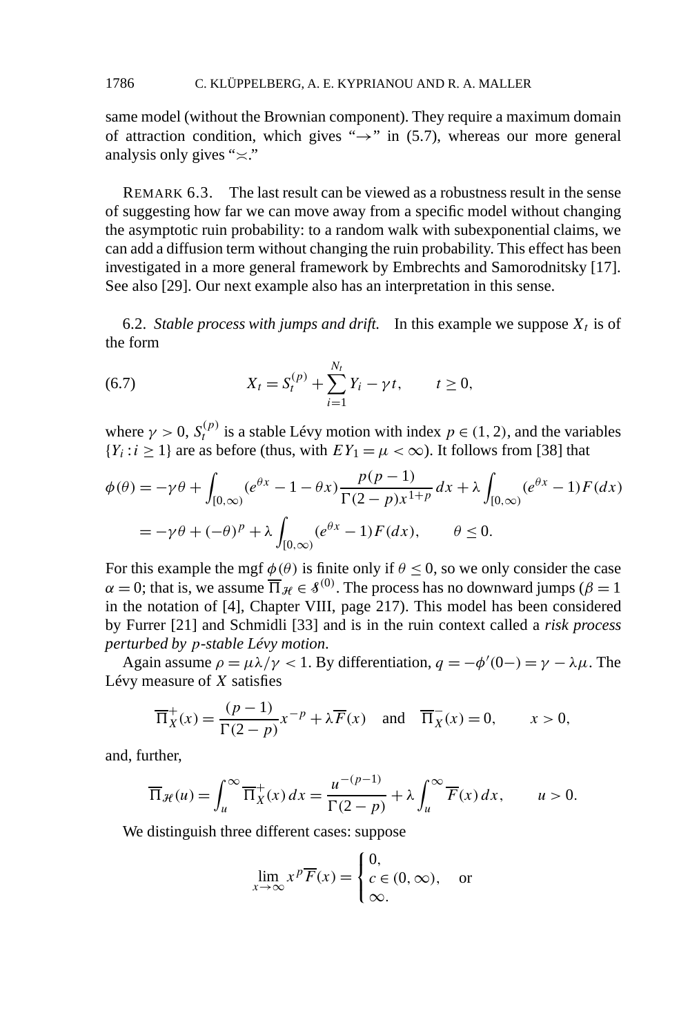same model (without the Brownian component). They require a maximum domain of attraction condition, which gives "$\to$" in (5.7), whereas our more general analysis only gives "$\asymp$."

REMARK 6.3. The last result can be viewed as a robustness result in the sense of suggesting how far we can move away from a specific model without changing the asymptotic ruin probability: to a random walk with subexponential claims, we can add a diffusion term without changing the ruin probability. This effect has been investigated in a more general framework by Embrechts and Samorodnitsky [17]. See also [29]. Our next example also has an interpretation in this sense.

6.2. *Stable process with jumps and drift.* In this example we suppose $X_t$ is of the form

$$X_t = S_t^{(p)} + \sum_{i=1}^{N_t} Y_i - \gamma t, \qquad t \ge 0, \tag{6.7}$$

where $\gamma > 0$, $S_t^{(p)}$ is a stable Lévy motion with index $p \in (1, 2)$, and the variables $\{Y_i : i \ge 1\}$ are as before (thus, with $EY_1 = \mu < \infty$). It follows from [38] that

$$\begin{aligned}
\phi(\theta) &= -\gamma\theta + \int_{[0,\infty)} (e^{\theta x} - 1 - \theta x) \frac{p(p-1)}{\Gamma(2-p)x^{1+p}}\, dx + \lambda \int_{[0,\infty)} (e^{\theta x} - 1) F(dx) \\
&= -\gamma\theta + (-\theta)^p + \lambda \int_{[0,\infty)} (e^{\theta x} - 1) F(dx), \qquad \theta \le 0.
\end{aligned}$$

For this example the mgf $\phi(\theta)$ is finite only if $\theta \le 0$, so we only consider the case $\alpha = 0$; that is, we assume $\overline{\Pi}_{\mathscr{H}} \in \mathscr{S}^{(0)}$. The process has no downward jumps ($\beta = 1$ in the notation of [4], Chapter VIII, page 217). This model has been considered by Furrer [21] and Schmidli [33] and is in the ruin context called a *risk process perturbed by $p$-stable Lévy motion.*

Again assume $\rho = \mu\lambda/\gamma < 1$. By differentiation, $q = -\phi'(0-) = \gamma - \lambda\mu$. The Lévy measure of $X$ satisfies

$$\overline{\Pi}_X^{+}(x) = \frac{(p-1)}{\Gamma(2-p)} x^{-p} + \lambda \overline{F}(x) \quad \text{and} \quad \overline{\Pi}_X^{-}(x) = 0, \qquad x > 0,$$

and, further,

$$\overline{\Pi}_{\mathscr{H}}(u) = \int_u^\infty \overline{\Pi}_X^{+}(x)\, dx = \frac{u^{-(p-1)}}{\Gamma(2-p)} + \lambda \int_u^\infty \overline{F}(x)\, dx, \qquad u > 0.$$

We distinguish three different cases: suppose

$$\lim_{x \to \infty} x^p \overline{F}(x) = \begin{cases} 0, \\ c \in (0, \infty), \quad \text{or} \\ \infty. \end{cases}$$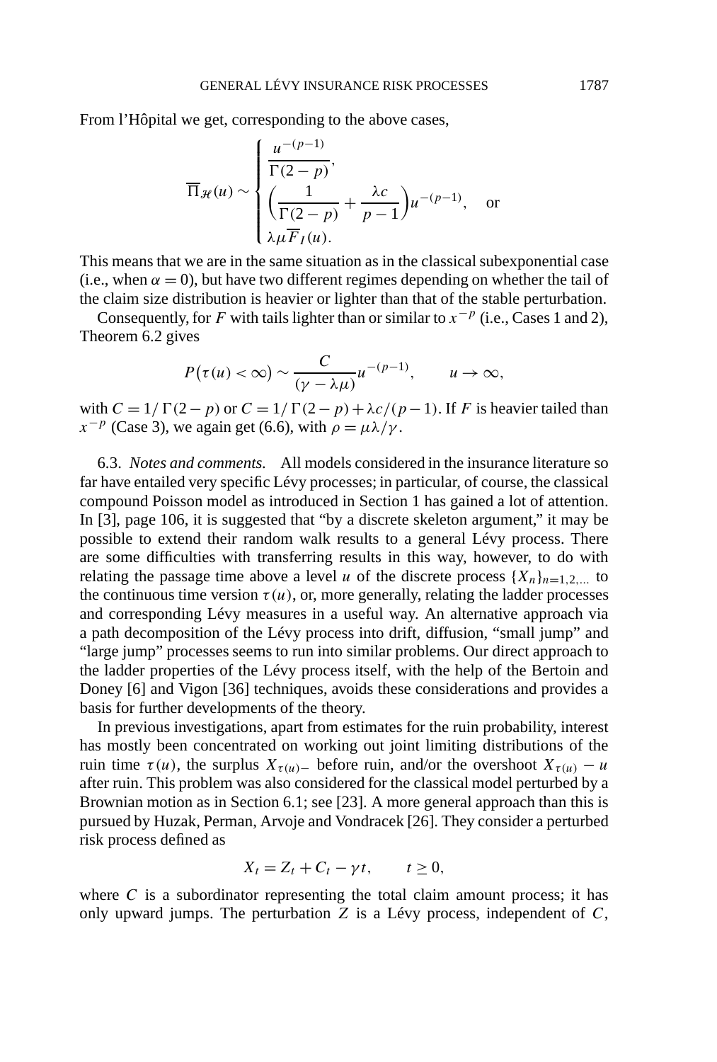From l'Hôpital we get, corresponding to the above cases,

$$\overline{\Pi}_{\mathcal{H}}(u) \sim \begin{cases} \dfrac{u^{-(p-1)}}{\Gamma(2-p)}, \\ \left(\dfrac{1}{\Gamma(2-p)} + \dfrac{\lambda c}{p-1}\right) u^{-(p-1)}, \quad \text{or} \\ \lambda \mu \overline{F}_I(u). \end{cases}$$

This means that we are in the same situation as in the classical subexponential case (i.e., when $\alpha = 0$), but have two different regimes depending on whether the tail of the claim size distribution is heavier or lighter than that of the stable perturbation.

Consequently, for $F$ with tails lighter than or similar to $x^{-p}$ (i.e., Cases 1 and 2), Theorem 6.2 gives

$$P\big(\tau(u) < \infty\big) \sim \frac{C}{(\gamma - \lambda\mu)} u^{-(p-1)}, \qquad u \to \infty,$$

with $C = 1/\Gamma(2-p)$ or $C = 1/\Gamma(2-p) + \lambda c/(p-1)$. If $F$ is heavier tailed than $x^{-p}$ (Case 3), we again get (6.6), with $\rho = \mu\lambda/\gamma$.

6.3. *Notes and comments.* All models considered in the insurance literature so far have entailed very specific Lévy processes; in particular, of course, the classical compound Poisson model as introduced in Section 1 has gained a lot of attention. In [3], page 106, it is suggested that "by a discrete skeleton argument," it may be possible to extend their random walk results to a general Lévy process. There are some difficulties with transferring results in this way, however, to do with relating the passage time above a level $u$ of the discrete process $\{X_n\}_{n=1,2,\dots}$ to the continuous time version $\tau(u)$, or, more generally, relating the ladder processes and corresponding Lévy measures in a useful way. An alternative approach via a path decomposition of the Lévy process into drift, diffusion, "small jump" and "large jump" processes seems to run into similar problems. Our direct approach to the ladder properties of the Lévy process itself, with the help of the Bertoin and Doney [6] and Vigon [36] techniques, avoids these considerations and provides a basis for further developments of the theory.

In previous investigations, apart from estimates for the ruin probability, interest has mostly been concentrated on working out joint limiting distributions of the ruin time $\tau(u)$, the surplus $X_{\tau(u)-}$ before ruin, and/or the overshoot $X_{\tau(u)} - u$ after ruin. This problem was also considered for the classical model perturbed by a Brownian motion as in Section 6.1; see [23]. A more general approach than this is pursued by Huzak, Perman, Arvoje and Vondracek [26]. They consider a perturbed risk process defined as

$$X_t = Z_t + C_t - \gamma t, \qquad t \geq 0,$$

where $C$ is a subordinator representing the total claim amount process; it has only upward jumps. The perturbation $Z$ is a Lévy process, independent of $C$,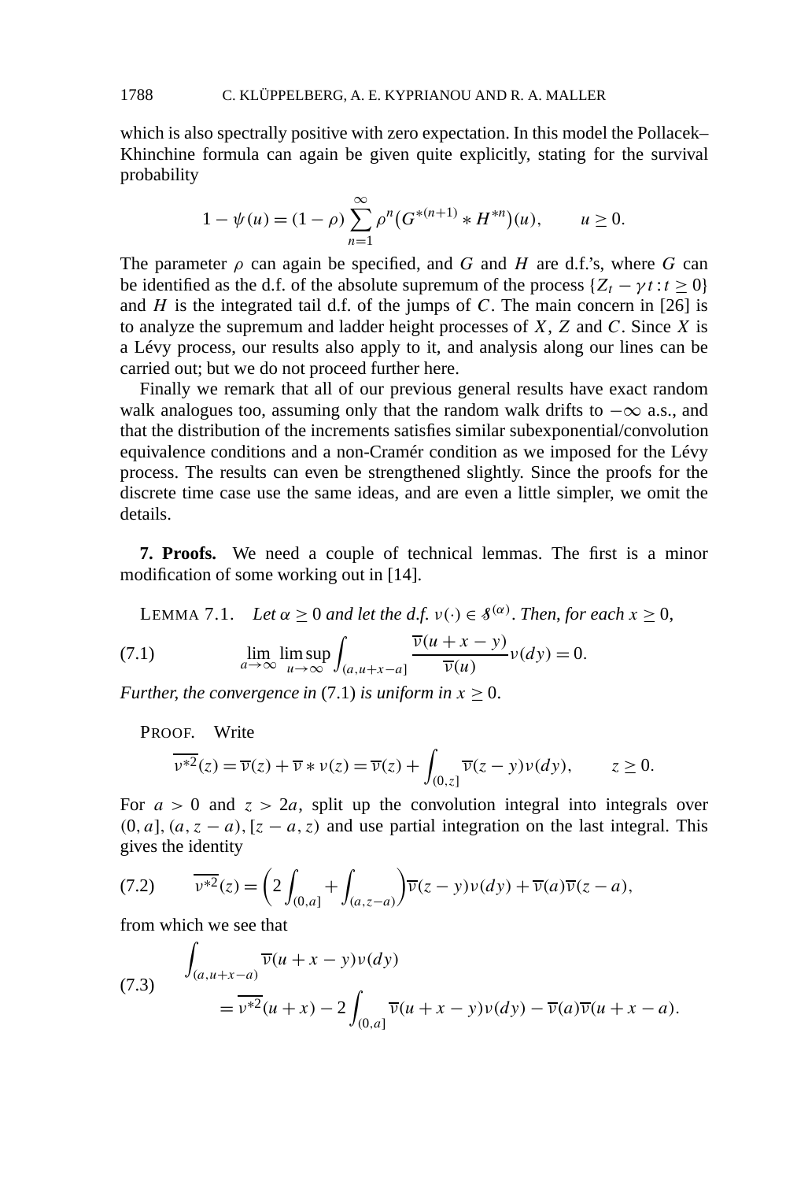which is also spectrally positive with zero expectation. In this model the Pollacek–Khinchine formula can again be given quite explicitly, stating for the survival probability

$$1 - \psi(u) = (1-\rho)\sum_{n=1}^{\infty} \rho^n \big(G^{*(n+1)} * H^{*n}\big)(u), \qquad u \geq 0.$$

The parameter $\rho$ can again be specified, and $G$ and $H$ are d.f.'s, where $G$ can be identified as the d.f. of the absolute supremum of the process $\{Z_t - \gamma t : t \geq 0\}$ and $H$ is the integrated tail d.f. of the jumps of $C$. The main concern in [26] is to analyze the supremum and ladder height processes of $X$, $Z$ and $C$. Since $X$ is a Lévy process, our results also apply to it, and analysis along our lines can be carried out; but we do not proceed further here.

Finally we remark that all of our previous general results have exact random walk analogues too, assuming only that the random walk drifts to $-\infty$ a.s., and that the distribution of the increments satisfies similar subexponential/convolution equivalence conditions and a non-Cramér condition as we imposed for the Lévy process. The results can even be strengthened slightly. Since the proofs for the discrete time case use the same ideas, and are even a little simpler, we omit the details.

**7. Proofs.** We need a couple of technical lemmas. The first is a minor modification of some working out in [14].

LEMMA 7.1. *Let $\alpha \geq 0$ and let the d.f. $\nu(\cdot) \in \mathcal{S}^{(\alpha)}$. Then, for each $x \geq 0$,*

$$\lim_{a\to\infty} \limsup_{u\to\infty} \int_{(a,u+x-a]} \frac{\overline{\nu}(u+x-y)}{\overline{\nu}(u)} \nu(dy) = 0. \tag{7.1}$$

*Further, the convergence in* (7.1) *is uniform in $x \geq 0$.*

PROOF. Write

$$\overline{\nu^{*2}}(z) = \overline{\nu}(z) + \overline{\nu} * \nu(z) = \overline{\nu}(z) + \int_{(0,z]} \overline{\nu}(z-y)\nu(dy), \qquad z \geq 0.$$

For $a > 0$ and $z > 2a$, split up the convolution integral into integrals over $(0,a]$, $(a, z-a)$, $[z-a, z)$ and use partial integration on the last integral. This gives the identity

$$\overline{\nu^{*2}}(z) = \left(2\int_{(0,a]} + \int_{(a,z-a)}\right)\overline{\nu}(z-y)\nu(dy) + \overline{\nu}(a)\overline{\nu}(z-a), \tag{7.2}$$

from which we see that

$$\begin{aligned} &\int_{(a,u+x-a)} \overline{\nu}(u+x-y)\nu(dy) \\ &\qquad = \overline{\nu^{*2}}(u+x) - 2\int_{(0,a]} \overline{\nu}(u+x-y)\nu(dy) - \overline{\nu}(a)\overline{\nu}(u+x-a). \end{aligned} \tag{7.3}$$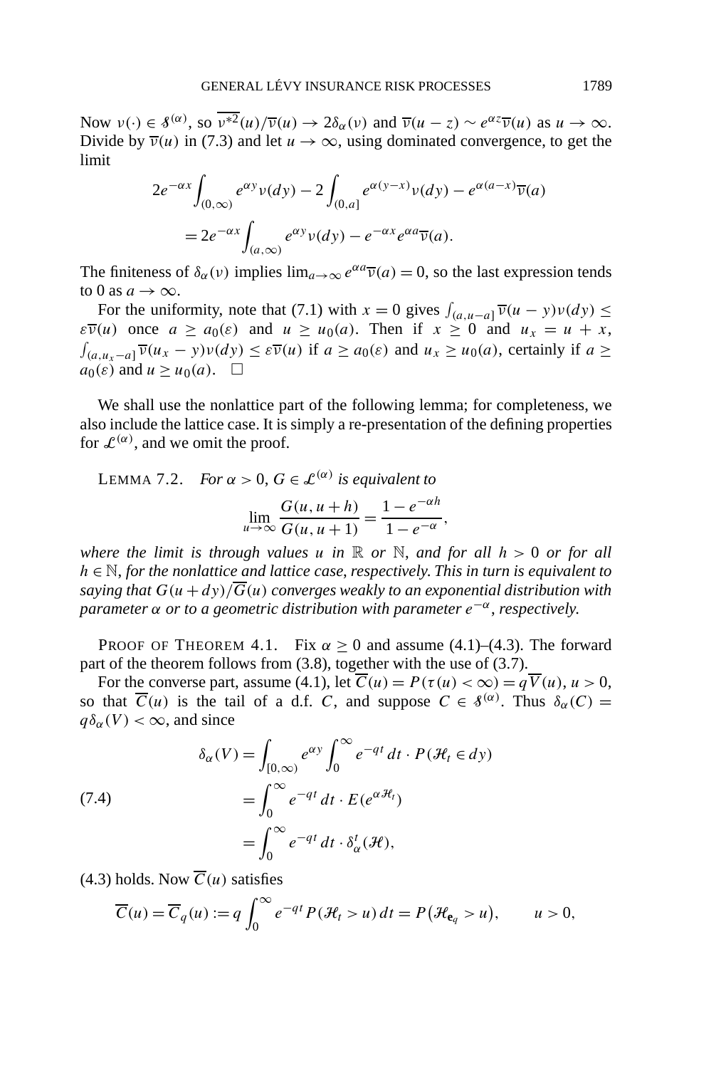Now $\nu(\cdot) \in \mathcal{S}^{(\alpha)}$, so $\overline{\nu^{*2}}(u)/\overline{\nu}(u) \to 2\delta_\alpha(\nu)$ and $\overline{\nu}(u-z) \sim e^{\alpha z}\overline{\nu}(u)$ as $u \to \infty$. Divide by $\overline{\nu}(u)$ in (7.3) and let $u \to \infty$, using dominated convergence, to get the limit

$$
\begin{aligned}
2e^{-\alpha x}&\int_{(0,\infty)} e^{\alpha y}\nu(dy) - 2\int_{(0,a]} e^{\alpha(y-x)}\nu(dy) - e^{\alpha(a-x)}\overline{\nu}(a) \\
&= 2e^{-\alpha x}\int_{(a,\infty)} e^{\alpha y}\nu(dy) - e^{-\alpha x}e^{\alpha a}\overline{\nu}(a).
\end{aligned}
$$

The finiteness of $\delta_\alpha(\nu)$ implies $\lim_{a\to\infty} e^{\alpha a}\overline{\nu}(a) = 0$, so the last expression tends to 0 as $a \to \infty$.

For the uniformity, note that (7.1) with $x = 0$ gives $\int_{(a,u-a]} \overline{\nu}(u-y)\nu(dy) \le \varepsilon\overline{\nu}(u)$ once $a \ge a_0(\varepsilon)$ and $u \ge u_0(a)$. Then if $x \ge 0$ and $u_x = u + x$, $\int_{(a,u_x-a]} \overline{\nu}(u_x - y)\nu(dy) \le \varepsilon\overline{\nu}(u)$ if $a \ge a_0(\varepsilon)$ and $u_x \ge u_0(a)$, certainly if $a \ge a_0(\varepsilon)$ and $u \ge u_0(a)$. $\square$

We shall use the nonlattice part of the following lemma; for completeness, we also include the lattice case. It is simply a re-presentation of the defining properties for $\mathcal{L}^{(\alpha)}$, and we omit the proof.

LEMMA 7.2. *For $\alpha > 0$, $G \in \mathcal{L}^{(\alpha)}$ is equivalent to*

$$
\lim_{u\to\infty} \frac{G(u, u+h)}{G(u, u+1)} = \frac{1-e^{-\alpha h}}{1-e^{-\alpha}},
$$

*where the limit is through values $u$ in $\mathbb{R}$ or $\mathbb{N}$, and for all $h > 0$ or for all $h \in \mathbb{N}$, for the nonlattice and lattice case, respectively. This in turn is equivalent to saying that $G(u+dy)/\overline{G}(u)$ converges weakly to an exponential distribution with parameter $\alpha$ or to a geometric distribution with parameter $e^{-\alpha}$, respectively.*

PROOF OF THEOREM 4.1. Fix $\alpha \ge 0$ and assume (4.1)–(4.3). The forward part of the theorem follows from (3.8), together with the use of (3.7).

For the converse part, assume (4.1), let $\overline{C}(u) = P(\tau(u) < \infty) = q\overline{V}(u)$, $u > 0$, so that $\overline{C}(u)$ is the tail of a d.f. $C$, and suppose $C \in \mathcal{S}^{(\alpha)}$. Thus $\delta_\alpha(C) = q\delta_\alpha(V) < \infty$, and since

$$
\begin{aligned}
\delta_\alpha(V) &= \int_{[0,\infty)} e^{\alpha y}\int_0^\infty e^{-qt}\,dt \cdot P(\mathcal{H}_t \in dy) \\
&= \int_0^\infty e^{-qt}\,dt \cdot E(e^{\alpha\mathcal{H}_t}) \qquad (7.4)\\
&= \int_0^\infty e^{-qt}\,dt \cdot \delta_\alpha^t(\mathcal{H}),
\end{aligned}
$$

(4.3) holds. Now $\overline{C}(u)$ satisfies

$$
\overline{C}(u) = \overline{C}_q(u) := q\int_0^\infty e^{-qt}P(\mathcal{H}_t > u)\,dt = P(\mathcal{H}_{\mathbf{e}_q} > u), \qquad u > 0,
$$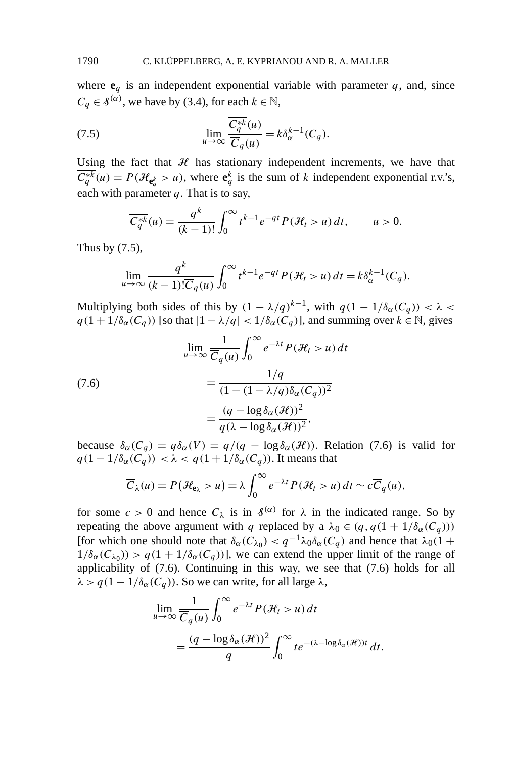where $\mathbf{e}_q$ is an independent exponential variable with parameter $q$, and, since $C_q \in \mathcal{S}^{(\alpha)}$, we have by (3.4), for each $k \in \mathbb{N}$,

$$\lim_{u\to\infty} \frac{\overline{C_q^{*k}}(u)}{\overline{C}_q(u)} = k\delta_\alpha^{k-1}(C_q). \tag{7.5}$$

Using the fact that $\mathcal{H}$ has stationary independent increments, we have that $\overline{C_q^{*k}}(u) = P(\mathcal{H}_{\mathbf{e}_q^k} > u)$, where $\mathbf{e}_q^k$ is the sum of $k$ independent exponential r.v.'s, each with parameter $q$. That is to say,

$$\overline{C_q^{*k}}(u) = \frac{q^k}{(k-1)!}\int_0^\infty t^{k-1}e^{-qt}P(\mathcal{H}_t > u)\,dt, \qquad u > 0.$$

Thus by (7.5),

$$\lim_{u\to\infty} \frac{q^k}{(k-1)!\overline{C}_q(u)}\int_0^\infty t^{k-1}e^{-qt}P(\mathcal{H}_t > u)\,dt = k\delta_\alpha^{k-1}(C_q).$$

Multiplying both sides of this by $(1-\lambda/q)^{k-1}$, with $q(1-1/\delta_\alpha(C_q)) < \lambda < q(1+1/\delta_\alpha(C_q))$ [so that $|1-\lambda/q| < 1/\delta_\alpha(C_q)$], and summing over $k \in \mathbb{N}$, gives

$$\begin{aligned}
&\lim_{u\to\infty} \frac{1}{\overline{C}_q(u)}\int_0^\infty e^{-\lambda t}P(\mathcal{H}_t > u)\,dt \\
&\qquad = \frac{1/q}{(1-(1-\lambda/q)\delta_\alpha(C_q))^2} \\
&\qquad = \frac{(q-\log\delta_\alpha(\mathcal{H}))^2}{q(\lambda-\log\delta_\alpha(\mathcal{H}))^2},
\end{aligned} \tag{7.6}$$

because $\delta_\alpha(C_q) = q\delta_\alpha(V) = q/(q-\log\delta_\alpha(\mathcal{H}))$. Relation (7.6) is valid for $q(1-1/\delta_\alpha(C_q)) < \lambda < q(1+1/\delta_\alpha(C_q))$. It means that

$$\overline{C}_\lambda(u) = P\big(\mathcal{H}_{\mathbf{e}_\lambda} > u\big) = \lambda\int_0^\infty e^{-\lambda t}P(\mathcal{H}_t > u)\,dt \sim c\overline{C}_q(u),$$

for some $c > 0$ and hence $C_\lambda$ is in $\mathcal{S}^{(\alpha)}$ for $\lambda$ in the indicated range. So by repeating the above argument with $q$ replaced by a $\lambda_0 \in (q, q(1+1/\delta_\alpha(C_q)))$ [for which one should note that $\delta_\alpha(C_{\lambda_0}) < q^{-1}\lambda_0\delta_\alpha(C_q)$ and hence that $\lambda_0(1+1/\delta_\alpha(C_{\lambda_0})) > q(1+1/\delta_\alpha(C_q))$], we can extend the upper limit of the range of applicability of (7.6). Continuing in this way, we see that (7.6) holds for all $\lambda > q(1-1/\delta_\alpha(C_q))$. So we can write, for all large $\lambda$,

$$\begin{aligned}
&\lim_{u\to\infty} \frac{1}{\overline{C}_q(u)}\int_0^\infty e^{-\lambda t}P(\mathcal{H}_t > u)\,dt \\
&\qquad = \frac{(q-\log\delta_\alpha(\mathcal{H}))^2}{q}\int_0^\infty te^{-(\lambda-\log\delta_\alpha(\mathcal{H}))t}\,dt.
\end{aligned}$$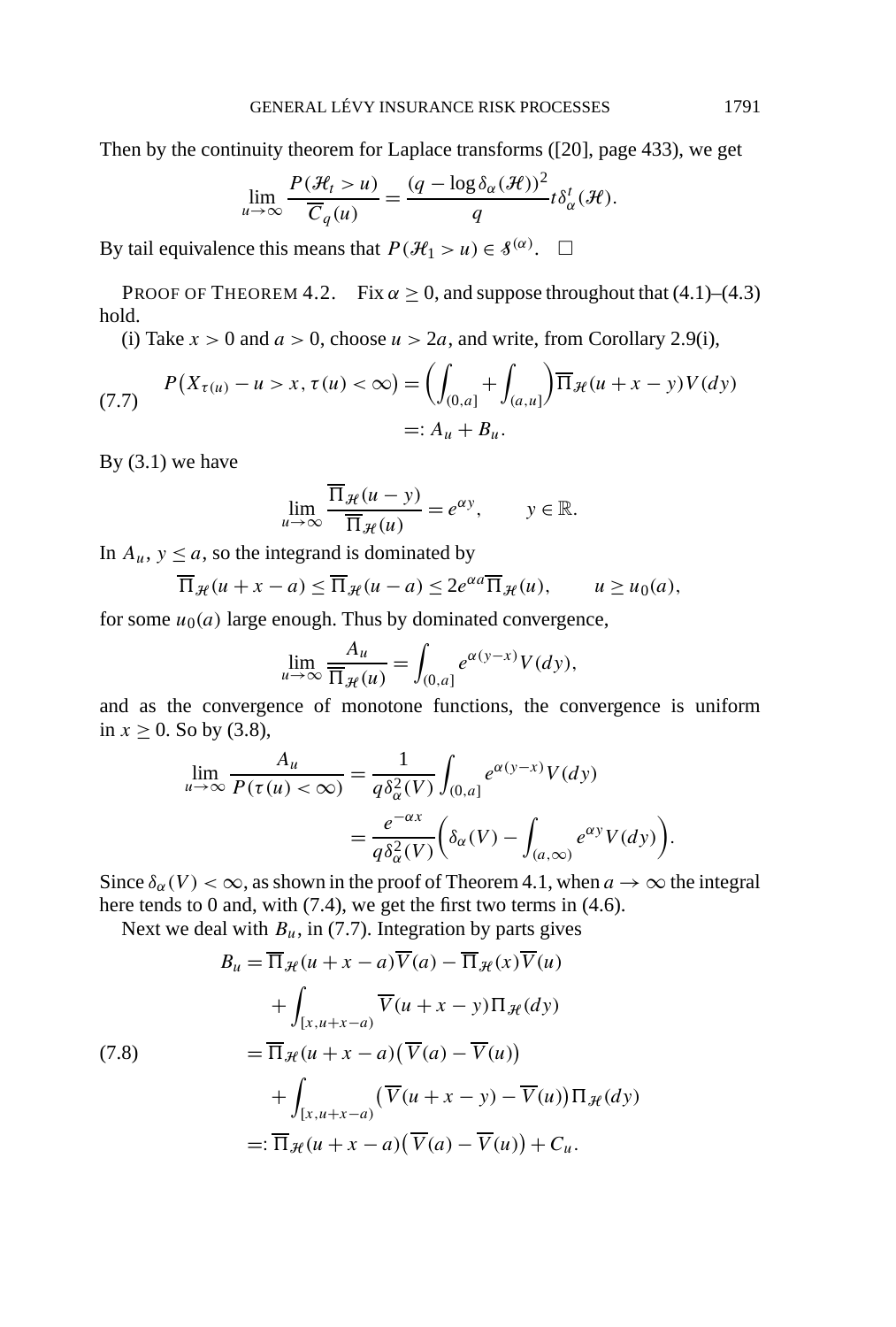Then by the continuity theorem for Laplace transforms ([20], page 433), we get

$$\lim_{u\to\infty} \frac{P(\mathcal{H}_t > u)}{\overline{C}_q(u)} = \frac{(q - \log \delta_\alpha(\mathcal{H}))^2}{q} t \delta_\alpha^t(\mathcal{H}).$$

By tail equivalence this means that $P(\mathcal{H}_1 > u) \in \mathcal{S}^{(\alpha)}$. $\square$

PROOF OF THEOREM 4.2. Fix $\alpha \geq 0$, and suppose throughout that (4.1)–(4.3) hold.

(i) Take $x > 0$ and $a > 0$, choose $u > 2a$, and write, from Corollary 2.9(i),

$$\begin{aligned} P\big(X_{\tau(u)} - u > x, \tau(u) < \infty\big) &= \bigg(\int_{(0,a]} + \int_{(a,u]}\bigg) \overline{\Pi}_{\mathcal{H}}(u + x - y) V(dy) \\ &=: A_u + B_u. \end{aligned} \tag{7.7}$$

By (3.1) we have

$$\lim_{u\to\infty} \frac{\overline{\Pi}_{\mathcal{H}}(u-y)}{\overline{\Pi}_{\mathcal{H}}(u)} = e^{\alpha y}, \qquad y \in \mathbb{R}.$$

In $A_u$, $y \leq a$, so the integrand is dominated by

$$\overline{\Pi}_{\mathcal{H}}(u + x - a) \leq \overline{\Pi}_{\mathcal{H}}(u - a) \leq 2e^{\alpha a} \overline{\Pi}_{\mathcal{H}}(u), \qquad u \geq u_0(a),$$

for some $u_0(a)$ large enough. Thus by dominated convergence,

$$\lim_{u\to\infty} \frac{A_u}{\overline{\Pi}_{\mathcal{H}}(u)} = \int_{(0,a]} e^{\alpha(y-x)} V(dy),$$

and as the convergence of monotone functions, the convergence is uniform in $x \geq 0$. So by (3.8),

$$\begin{aligned} \lim_{u\to\infty} \frac{A_u}{P(\tau(u) < \infty)} &= \frac{1}{q\delta_\alpha^2(V)} \int_{(0,a]} e^{\alpha(y-x)} V(dy) \\ &= \frac{e^{-\alpha x}}{q\delta_\alpha^2(V)} \bigg(\delta_\alpha(V) - \int_{(a,\infty)} e^{\alpha y} V(dy)\bigg). \end{aligned}$$

Since $\delta_\alpha(V) < \infty$, as shown in the proof of Theorem 4.1, when $a \to \infty$ the integral here tends to 0 and, with (7.4), we get the first two terms in (4.6).

Next we deal with $B_u$, in (7.7). Integration by parts gives

$$\begin{aligned} B_u &= \overline{\Pi}_{\mathcal{H}}(u + x - a)\overline{V}(a) - \overline{\Pi}_{\mathcal{H}}(x)\overline{V}(u) \\ &\quad + \int_{[x,u+x-a)} \overline{V}(u + x - y) \Pi_{\mathcal{H}}(dy) \\ &= \overline{\Pi}_{\mathcal{H}}(u + x - a)\big(\overline{V}(a) - \overline{V}(u)\big) \\ &\quad + \int_{[x,u+x-a)} \big(\overline{V}(u + x - y) - \overline{V}(u)\big) \Pi_{\mathcal{H}}(dy) \\ &=: \overline{\Pi}_{\mathcal{H}}(u + x - a)\big(\overline{V}(a) - \overline{V}(u)\big) + C_u. \end{aligned} \tag{7.8}$$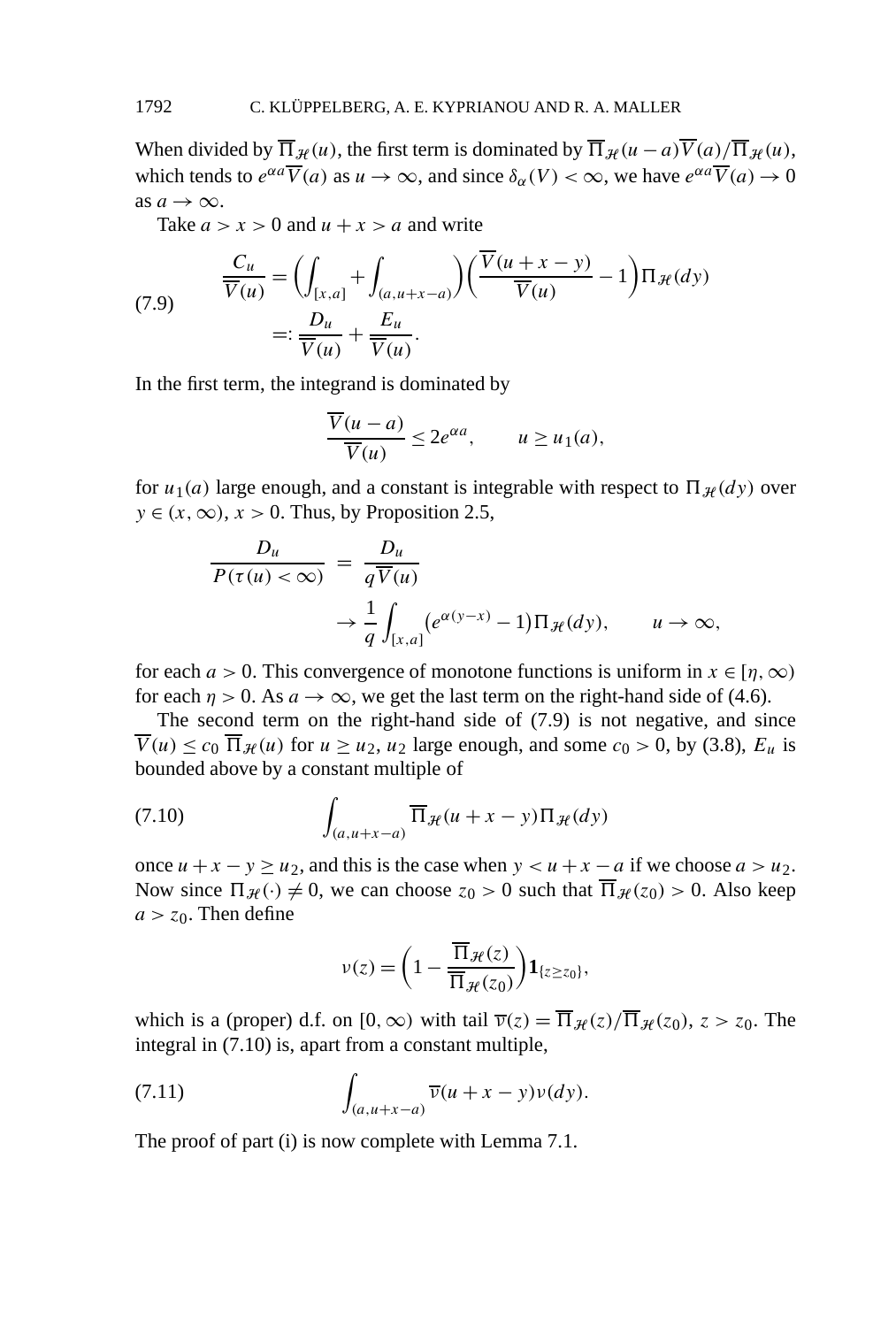When divided by $\overline{\Pi}_{\mathcal{H}}(u)$, the first term is dominated by $\overline{\Pi}_{\mathcal{H}}(u-a)\overline{V}(a)/\overline{\Pi}_{\mathcal{H}}(u)$, which tends to $e^{\alpha a}\overline{V}(a)$ as $u \to \infty$, and since $\delta_\alpha(V) < \infty$, we have $e^{\alpha a}\overline{V}(a) \to 0$ as $a \to \infty$.

Take $a > x > 0$ and $u + x > a$ and write

$$
\begin{aligned}
\frac{C_u}{\overline{V}(u)} &= \left(\int_{[x,a]} + \int_{(a,u+x-a)}\right)\left(\frac{\overline{V}(u+x-y)}{\overline{V}(u)} - 1\right)\Pi_{\mathcal{H}}(dy) \\
&=: \frac{D_u}{\overline{V}(u)} + \frac{E_u}{\overline{V}(u)}.
\end{aligned}
\tag{7.9}
$$

In the first term, the integrand is dominated by

$$
\frac{\overline{V}(u-a)}{\overline{V}(u)} \le 2e^{\alpha a}, \qquad u \ge u_1(a),
$$

for $u_1(a)$ large enough, and a constant is integrable with respect to $\Pi_{\mathcal{H}}(dy)$ over $y \in (x, \infty)$, $x > 0$. Thus, by Proposition 2.5,

$$
\begin{aligned}
\frac{D_u}{P(\tau(u) < \infty)} &= \frac{D_u}{q\overline{V}(u)} \\
&\to \frac{1}{q}\int_{[x,a]} \big(e^{\alpha(y-x)} - 1\big)\Pi_{\mathcal{H}}(dy), \qquad u \to \infty,
\end{aligned}
$$

for each $a > 0$. This convergence of monotone functions is uniform in $x \in [\eta, \infty)$ for each $\eta > 0$. As $a \to \infty$, we get the last term on the right-hand side of (4.6).

The second term on the right-hand side of (7.9) is not negative, and since $\overline{V}(u) \le c_0\, \overline{\Pi}_{\mathcal{H}}(u)$ for $u \ge u_2$, $u_2$ large enough, and some $c_0 > 0$, by (3.8), $E_u$ is bounded above by a constant multiple of

$$
\int_{(a,u+x-a)} \overline{\Pi}_{\mathcal{H}}(u+x-y)\Pi_{\mathcal{H}}(dy)
\tag{7.10}
$$

once $u + x - y \ge u_2$, and this is the case when $y < u + x - a$ if we choose $a > u_2$. Now since $\Pi_{\mathcal{H}}(\cdot) \ne 0$, we can choose $z_0 > 0$ such that $\overline{\Pi}_{\mathcal{H}}(z_0) > 0$. Also keep $a > z_0$. Then define

$$
\nu(z) = \left(1 - \frac{\overline{\Pi}_{\mathcal{H}}(z)}{\overline{\Pi}_{\mathcal{H}}(z_0)}\right)\mathbf{1}_{\{z \ge z_0\}},
$$

which is a (proper) d.f. on $[0, \infty)$ with tail $\overline{\nu}(z) = \overline{\Pi}_{\mathcal{H}}(z)/\overline{\Pi}_{\mathcal{H}}(z_0)$, $z > z_0$. The integral in (7.10) is, apart from a constant multiple,

$$
\int_{(a,u+x-a)} \overline{\nu}(u+x-y)\nu(dy).
\tag{7.11}
$$

The proof of part (i) is now complete with Lemma 7.1.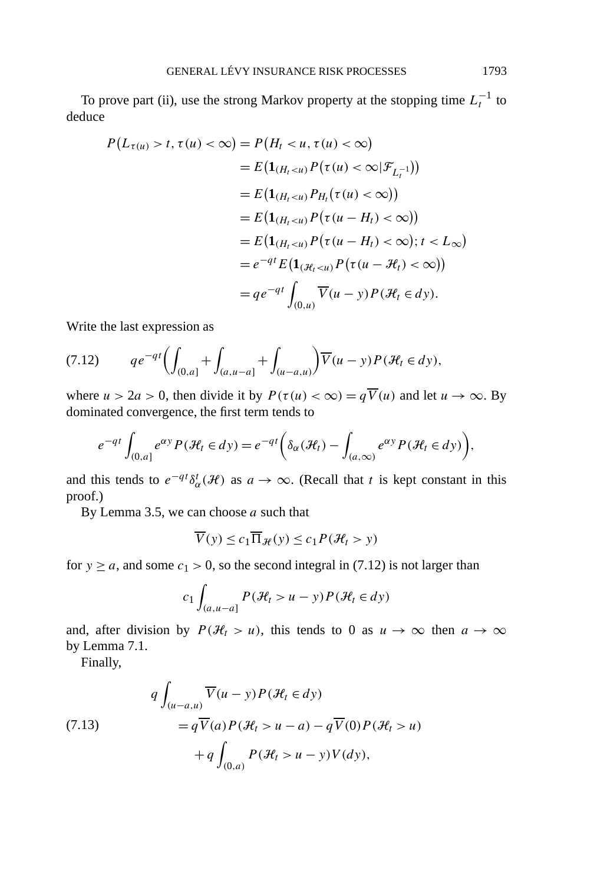To prove part (ii), use the strong Markov property at the stopping time $L_t^{-1}$ to deduce

$$
\begin{aligned}
P\big(L_{\tau(u)} > t, \tau(u) < \infty\big) &= P\big(H_t < u, \tau(u) < \infty\big) \\
&= E\big(\mathbf{1}_{(H_t < u)} P\big(\tau(u) < \infty | \mathcal{F}_{L_t^{-1}}\big)\big) \\
&= E\big(\mathbf{1}_{(H_t < u)} P_{H_t}\big(\tau(u) < \infty\big)\big) \\
&= E\big(\mathbf{1}_{(H_t < u)} P\big(\tau(u - H_t) < \infty\big)\big) \\
&= E\big(\mathbf{1}_{(H_t < u)} P\big(\tau(u - H_t) < \infty\big); t < L_\infty\big) \\
&= e^{-qt} E\big(\mathbf{1}_{(\mathcal{H}_t < u)} P\big(\tau(u - \mathcal{H}_t) < \infty\big)\big) \\
&= q e^{-qt} \int_{(0,u)} \overline{V}(u - y) P(\mathcal{H}_t \in dy).
\end{aligned}
$$

Write the last expression as

$$
q e^{-qt} \bigg( \int_{(0,a]} + \int_{(a,u-a]} + \int_{(u-a,u)} \bigg) \overline{V}(u - y) P(\mathcal{H}_t \in dy), \tag{7.12}
$$

where $u > 2a > 0$, then divide it by $P(\tau(u) < \infty) = q\overline{V}(u)$ and let $u \to \infty$. By dominated convergence, the first term tends to

$$
e^{-qt} \int_{(0,a]} e^{\alpha y} P(\mathcal{H}_t \in dy) = e^{-qt} \bigg( \delta_\alpha(\mathcal{H}_t) - \int_{(a,\infty)} e^{\alpha y} P(\mathcal{H}_t \in dy) \bigg),
$$

and this tends to $e^{-qt} \delta_\alpha^t(\mathcal{H})$ as $a \to \infty$. (Recall that $t$ is kept constant in this proof.)

By Lemma 3.5, we can choose $a$ such that

$$
\overline{V}(y) \le c_1 \overline{\Pi}_{\mathcal{H}}(y) \le c_1 P(\mathcal{H}_t > y)
$$

for $y \ge a$, and some $c_1 > 0$, so the second integral in (7.12) is not larger than

$$
c_1 \int_{(a,u-a]} P(\mathcal{H}_t > u - y) P(\mathcal{H}_t \in dy)
$$

and, after division by $P(\mathcal{H}_t > u)$, this tends to 0 as $u \to \infty$ then $a \to \infty$ by Lemma 7.1.

Finally,

$$
\begin{aligned}
q &\int_{(u-a,u)} \overline{V}(u - y) P(\mathcal{H}_t \in dy) \\
&= q\overline{V}(a) P(\mathcal{H}_t > u - a) - q\overline{V}(0) P(\mathcal{H}_t > u) \\
&\quad + q \int_{(0,a)} P(\mathcal{H}_t > u - y) V(dy),
\end{aligned} \tag{7.13}
$$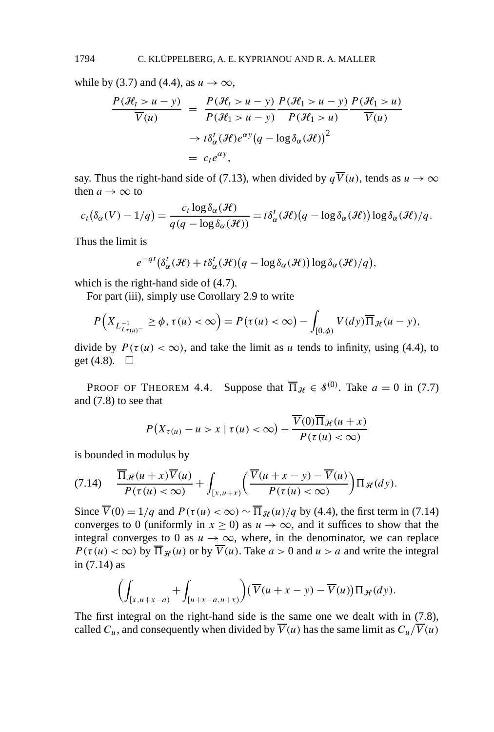while by (3.7) and (4.4), as $u \to \infty$,

$$
\begin{aligned}
\frac{P(\mathcal{H}_t > u - y)}{\overline{V}(u)} &= \frac{P(\mathcal{H}_t > u - y)}{P(\mathcal{H}_1 > u - y)} \frac{P(\mathcal{H}_1 > u - y)}{P(\mathcal{H}_1 > u)} \frac{P(\mathcal{H}_1 > u)}{\overline{V}(u)} \\
&\to t\delta_\alpha^t(\mathcal{H}) e^{\alpha y} \big(q - \log \delta_\alpha(\mathcal{H})\big)^2 \\
&= c_t e^{\alpha y},
\end{aligned}
$$

say. Thus the right-hand side of (7.13), when divided by $q\overline{V}(u)$, tends as $u \to \infty$ then $a \to \infty$ to

$$
c_t\big(\delta_\alpha(V) - 1/q\big) = \frac{c_t \log \delta_\alpha(\mathcal{H})}{q(q - \log \delta_\alpha(\mathcal{H}))} = t\delta_\alpha^t(\mathcal{H})\big(q - \log \delta_\alpha(\mathcal{H})\big) \log \delta_\alpha(\mathcal{H})/q.
$$

Thus the limit is

$$
e^{-qt}\big(\delta_\alpha^t(\mathcal{H}) + t\delta_\alpha^t(\mathcal{H})\big(q - \log \delta_\alpha(\mathcal{H})\big) \log \delta_\alpha(\mathcal{H})/q\big),
$$

which is the right-hand side of (4.7).

For part (iii), simply use Corollary 2.9 to write

$$
P\Big(X_{L^{-1}_{L_{\tau(u)^-}}} \geq \phi, \tau(u) < \infty\Big) = P\big(\tau(u) < \infty\big) - \int_{[0,\phi)} V(dy) \overline{\Pi}_{\mathcal{H}}(u - y),
$$

divide by $P(\tau(u) < \infty)$, and take the limit as $u$ tends to infinity, using (4.4), to get (4.8). $\square$

PROOF OF THEOREM 4.4. Suppose that $\overline{\Pi}_{\mathcal{H}} \in \mathcal{S}^{(0)}$. Take $a = 0$ in (7.7) and (7.8) to see that

$$
P\big(X_{\tau(u)} - u > x \mid \tau(u) < \infty\big) - \frac{\overline{V}(0)\overline{\Pi}_{\mathcal{H}}(u + x)}{P(\tau(u) < \infty)}
$$

is bounded in modulus by

$$
\frac{\overline{\Pi}_{\mathcal{H}}(u + x)\overline{V}(u)}{P(\tau(u) < \infty)} + \int_{[x,u+x)} \left(\frac{\overline{V}(u + x - y) - \overline{V}(u)}{P(\tau(u) < \infty)}\right) \Pi_{\mathcal{H}}(dy). \tag{7.14}
$$

Since $\overline{V}(0) = 1/q$ and $P(\tau(u) < \infty) \sim \overline{\Pi}_{\mathcal{H}}(u)/q$ by (4.4), the first term in (7.14) converges to 0 (uniformly in $x \geq 0$) as $u \to \infty$, and it suffices to show that the integral converges to 0 as $u \to \infty$, where, in the denominator, we can replace $P(\tau(u) < \infty)$ by $\overline{\Pi}_{\mathcal{H}}(u)$ or by $\overline{V}(u)$. Take $a > 0$ and $u > a$ and write the integral in (7.14) as

$$
\left(\int_{[x,u+x-a)} + \int_{[u+x-a,u+x)}\right) \big(\overline{V}(u + x - y) - \overline{V}(u)\big) \Pi_{\mathcal{H}}(dy).
$$

The first integral on the right-hand side is the same one we dealt with in (7.8), called $C_u$, and consequently when divided by $\overline{V}(u)$ has the same limit as $C_u/\overline{V}(u)$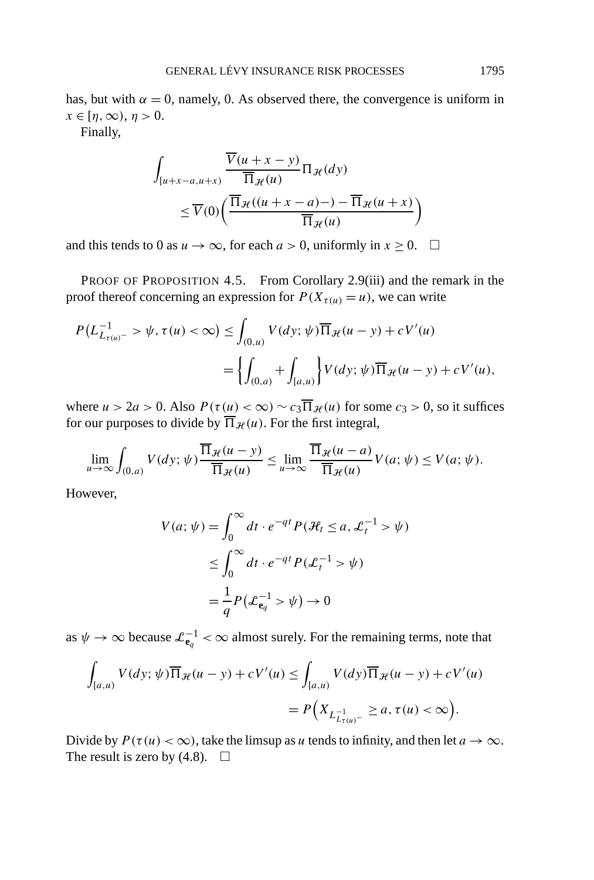has, but with $\alpha = 0$, namely, 0. As observed there, the convergence is uniform in $x \in [\eta, \infty)$, $\eta > 0$.

Finally,

$$
\begin{aligned}
\int_{[u+x-a,u+x)} & \frac{\overline{V}(u+x-y)}{\overline{\Pi}_{\mathcal{H}}(u)} \Pi_{\mathcal{H}}(dy) \\
& \leq \overline{V}(0)\left(\frac{\overline{\Pi}_{\mathcal{H}}((u+x-a)-) - \overline{\Pi}_{\mathcal{H}}(u+x)}{\overline{\Pi}_{\mathcal{H}}(u)}\right)
\end{aligned}
$$

and this tends to 0 as $u \to \infty$, for each $a > 0$, uniformly in $x \geq 0$. $\square$

PROOF OF PROPOSITION 4.5. From Corollary 2.9(iii) and the remark in the proof thereof concerning an expression for $P(X_{\tau(u)} = u)$, we can write

$$
\begin{aligned}
P\left(L^{-1}_{L_{\tau(u)^-}} > \psi, \tau(u) < \infty\right) &\leq \int_{(0,u)} V(dy;\psi)\overline{\Pi}_{\mathcal{H}}(u-y) + cV'(u) \\
&= \left\{\int_{(0,a)} + \int_{[a,u)}\right\} V(dy;\psi)\overline{\Pi}_{\mathcal{H}}(u-y) + cV'(u),
\end{aligned}
$$

where $u > 2a > 0$. Also $P(\tau(u) < \infty) \sim c_3\overline{\Pi}_{\mathcal{H}}(u)$ for some $c_3 > 0$, so it suffices for our purposes to divide by $\overline{\Pi}_{\mathcal{H}}(u)$. For the first integral,

$$
\lim_{u\to\infty} \int_{(0,a)} V(dy;\psi)\frac{\overline{\Pi}_{\mathcal{H}}(u-y)}{\overline{\Pi}_{\mathcal{H}}(u)} \leq \lim_{u\to\infty} \frac{\overline{\Pi}_{\mathcal{H}}(u-a)}{\overline{\Pi}_{\mathcal{H}}(u)} V(a;\psi) \leq V(a;\psi).
$$

However,

$$
\begin{aligned}
V(a;\psi) &= \int_0^\infty dt \cdot e^{-qt} P(\mathcal{H}_t \leq a, \mathcal{L}^{-1}_t > \psi) \\
&\leq \int_0^\infty dt \cdot e^{-qt} P(\mathcal{L}^{-1}_t > \psi) \\
&= \frac{1}{q} P\left(\mathcal{L}^{-1}_{\mathbf{e}_q} > \psi\right) \to 0
\end{aligned}
$$

as $\psi \to \infty$ because $\mathcal{L}^{-1}_{\mathbf{e}_q} < \infty$ almost surely. For the remaining terms, note that

$$
\begin{aligned}
\int_{[a,u)} V(dy;\psi)\overline{\Pi}_{\mathcal{H}}(u-y) + cV'(u) &\leq \int_{[a,u)} V(dy)\overline{\Pi}_{\mathcal{H}}(u-y) + cV'(u) \\
&= P\left(X_{L^{-1}_{L_{\tau(u)^-}}} \geq a, \tau(u) < \infty\right).
\end{aligned}
$$

Divide by $P(\tau(u) < \infty)$, take the limsup as $u$ tends to infinity, and then let $a \to \infty$. The result is zero by (4.8). $\square$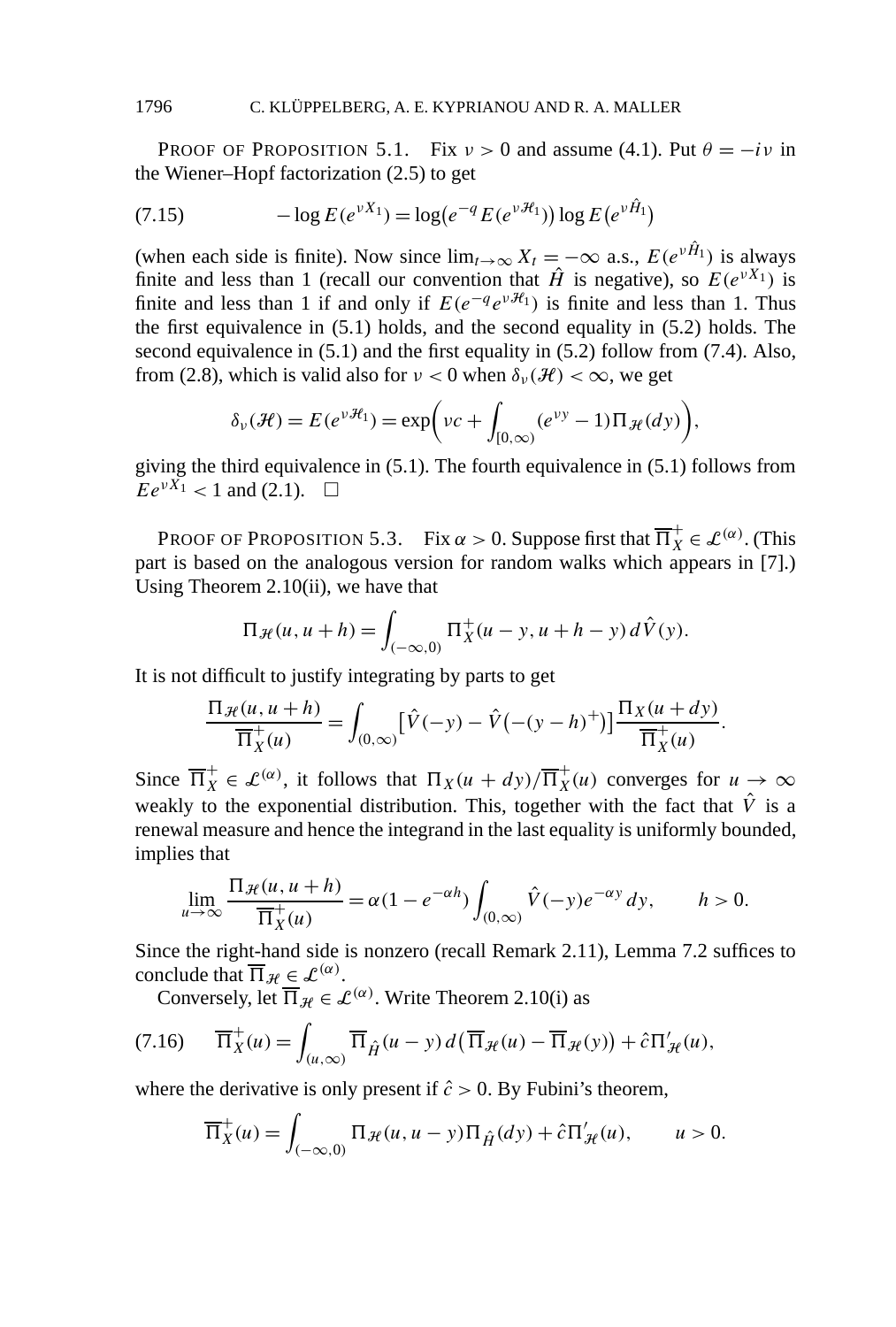PROOF OF PROPOSITION 5.1. Fix $\nu > 0$ and assume (4.1). Put $\theta = -i\nu$ in the Wiener–Hopf factorization (2.5) to get

$$-\log E(e^{\nu X_1}) = \log\bigl(e^{-q} E(e^{\nu \mathscr{H}_1})\bigr) \log E\bigl(e^{\nu \hat{H}_1}\bigr) \tag{7.15}$$

(when each side is finite). Now since $\lim_{t\to\infty} X_t = -\infty$ a.s., $E(e^{\nu \hat{H}_1})$ is always finite and less than 1 (recall our convention that $\hat{H}$ is negative), so $E(e^{\nu X_1})$ is finite and less than 1 if and only if $E(e^{-q} e^{\nu \mathscr{H}_1})$ is finite and less than 1. Thus the first equivalence in (5.1) holds, and the second equality in (5.2) holds. The second equivalence in (5.1) and the first equality in (5.2) follow from (7.4). Also, from (2.8), which is valid also for $\nu < 0$ when $\delta_\nu(\mathscr{H}) < \infty$, we get

$$\delta_\nu(\mathscr{H}) = E(e^{\nu \mathscr{H}_1}) = \exp\biggl(\nu c + \int_{[0,\infty)} (e^{\nu y} - 1)\Pi_{\mathscr{H}}(dy)\biggr),$$

giving the third equivalence in (5.1). The fourth equivalence in (5.1) follows from $Ee^{\nu X_1} < 1$ and (2.1). $\square$

PROOF OF PROPOSITION 5.3. Fix $\alpha > 0$. Suppose first that $\overline{\Pi}_X^+ \in \mathscr{L}^{(\alpha)}$. (This part is based on the analogous version for random walks which appears in [7].) Using Theorem 2.10(ii), we have that

$$\Pi_{\mathscr{H}}(u, u+h) = \int_{(-\infty,0)} \Pi_X^+(u-y, u+h-y)\, d\hat{V}(y).$$

It is not difficult to justify integrating by parts to get

$$\frac{\Pi_{\mathscr{H}}(u, u+h)}{\overline{\Pi}_X^+(u)} = \int_{(0,\infty)} \bigl[\hat{V}(-y) - \hat{V}\bigl(-(y-h)^+\bigr)\bigr] \frac{\Pi_X(u+dy)}{\overline{\Pi}_X^+(u)}.$$

Since $\overline{\Pi}_X^+ \in \mathscr{L}^{(\alpha)}$, it follows that $\Pi_X(u+dy)/\overline{\Pi}_X^+(u)$ converges for $u \to \infty$ weakly to the exponential distribution. This, together with the fact that $\hat{V}$ is a renewal measure and hence the integrand in the last equality is uniformly bounded, implies that

$$\lim_{u\to\infty} \frac{\Pi_{\mathscr{H}}(u, u+h)}{\overline{\Pi}_X^+(u)} = \alpha(1 - e^{-\alpha h}) \int_{(0,\infty)} \hat{V}(-y) e^{-\alpha y}\, dy, \qquad h > 0.$$

Since the right-hand side is nonzero (recall Remark 2.11), Lemma 7.2 suffices to conclude that $\overline{\Pi}_{\mathscr{H}} \in \mathscr{L}^{(\alpha)}$.

Conversely, let $\overline{\Pi}_{\mathscr{H}} \in \mathscr{L}^{(\alpha)}$. Write Theorem 2.10(i) as

$$\overline{\Pi}_X^+(u) = \int_{(u,\infty)} \overline{\Pi}_{\hat{H}}(u-y)\, d\bigl(\overline{\Pi}_{\mathscr{H}}(u) - \overline{\Pi}_{\mathscr{H}}(y)\bigr) + \hat{c}\Pi'_{\mathscr{H}}(u), \tag{7.16}$$

where the derivative is only present if $\hat{c} > 0$. By Fubini's theorem,

$$\overline{\Pi}_X^+(u) = \int_{(-\infty,0)} \Pi_{\mathscr{H}}(u, u-y)\Pi_{\hat{H}}(dy) + \hat{c}\Pi'_{\mathscr{H}}(u), \qquad u > 0.$$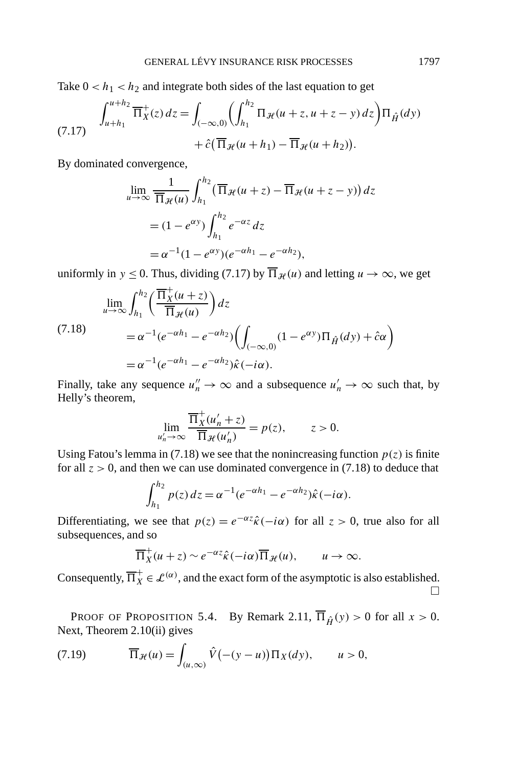Take $0 < h_1 < h_2$ and integrate both sides of the last equation to get

$$\int_{u+h_1}^{u+h_2} \overline{\Pi}_X^+(z)\,dz = \int_{(-\infty,0)} \left( \int_{h_1}^{h_2} \Pi_{\mathcal{H}}(u+z, u+z-y)\,dz \right) \Pi_{\hat{H}}(dy) + \hat{c}\big(\overline{\Pi}_{\mathcal{H}}(u+h_1) - \overline{\Pi}_{\mathcal{H}}(u+h_2)\big). \tag{7.17}$$

By dominated convergence,

$$\begin{aligned}
\lim_{u\to\infty} \frac{1}{\overline{\Pi}_{\mathcal{H}}(u)} \int_{h_1}^{h_2} \big(\overline{\Pi}_{\mathcal{H}}(u+z) - \overline{\Pi}_{\mathcal{H}}(u+z-y)\big)\,dz
&= (1-e^{\alpha y}) \int_{h_1}^{h_2} e^{-\alpha z}\,dz \\
&= \alpha^{-1}(1-e^{\alpha y})(e^{-\alpha h_1} - e^{-\alpha h_2}),
\end{aligned}$$

uniformly in $y \le 0$. Thus, dividing (7.17) by $\overline{\Pi}_{\mathcal{H}}(u)$ and letting $u \to \infty$, we get

$$\begin{aligned}
\lim_{u\to\infty} \int_{h_1}^{h_2} \left( \frac{\overline{\Pi}_X^+(u+z)}{\overline{\Pi}_{\mathcal{H}}(u)} \right) dz
&= \alpha^{-1}(e^{-\alpha h_1} - e^{-\alpha h_2}) \left( \int_{(-\infty,0)} (1-e^{\alpha y}) \Pi_{\hat{H}}(dy) + \hat{c}\alpha \right) \\
&= \alpha^{-1}(e^{-\alpha h_1} - e^{-\alpha h_2}) \hat{\kappa}(-i\alpha).
\end{aligned} \tag{7.18}$$

Finally, take any sequence $u_n'' \to \infty$ and a subsequence $u_n' \to \infty$ such that, by Helly's theorem,

$$\lim_{u_n'\to\infty} \frac{\overline{\Pi}_X^+(u_n'+z)}{\overline{\Pi}_{\mathcal{H}}(u_n')} = p(z), \qquad z > 0.$$

Using Fatou's lemma in (7.18) we see that the nonincreasing function $p(z)$ is finite for all $z > 0$, and then we can use dominated convergence in (7.18) to deduce that

$$\int_{h_1}^{h_2} p(z)\,dz = \alpha^{-1}(e^{-\alpha h_1} - e^{-\alpha h_2}) \hat{\kappa}(-i\alpha).$$

Differentiating, we see that $p(z) = e^{-\alpha z}\hat{\kappa}(-i\alpha)$ for all $z > 0$, true also for all subsequences, and so

$$\overline{\Pi}_X^+(u+z) \sim e^{-\alpha z}\hat{\kappa}(-i\alpha)\overline{\Pi}_{\mathcal{H}}(u), \qquad u \to \infty.$$

Consequently, $\overline{\Pi}_X^+ \in \mathcal{L}^{(\alpha)}$, and the exact form of the asymptotic is also established. □

PROOF OF PROPOSITION 5.4. By Remark 2.11, $\overline{\Pi}_{\hat{H}}(y) > 0$ for all $x > 0$. Next, Theorem 2.10(ii) gives

$$\overline{\Pi}_{\mathcal{H}}(u) = \int_{(u,\infty)} \hat{V}\big(-(y-u)\big)\Pi_X(dy), \qquad u > 0, \tag{7.19}$$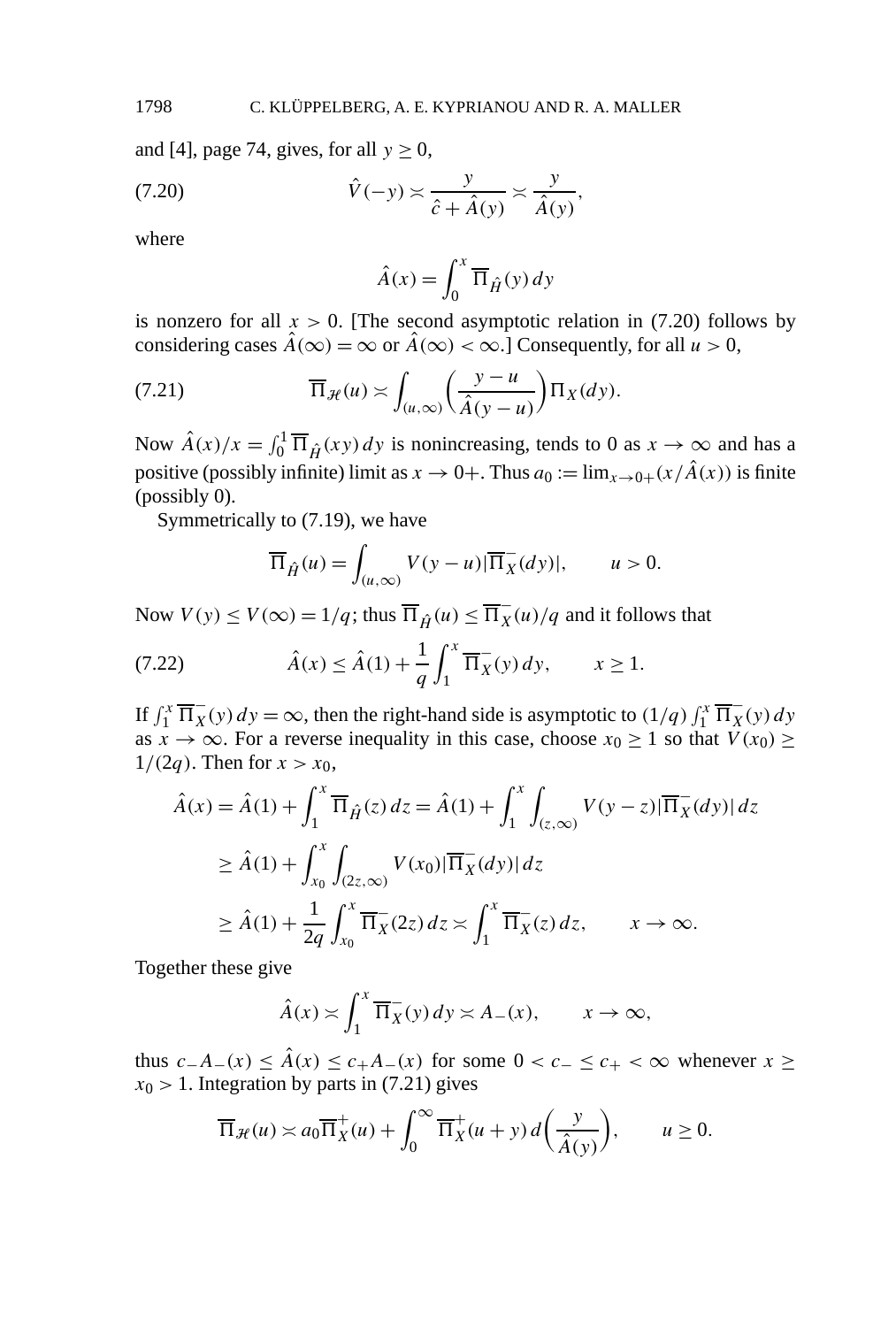and [4], page 74, gives, for all $y \geq 0$,

$$\hat{V}(-y) \asymp \frac{y}{\hat{c} + \hat{A}(y)} \asymp \frac{y}{\hat{A}(y)}, \tag{7.20}$$

where

$$\hat{A}(x) = \int_0^x \overline{\Pi}_{\hat{H}}(y)\, dy$$

is nonzero for all $x > 0$. [The second asymptotic relation in (7.20) follows by considering cases $\hat{A}(\infty) = \infty$ or $\hat{A}(\infty) < \infty$.] Consequently, for all $u > 0$,

$$\overline{\Pi}_{\mathscr{H}}(u) \asymp \int_{(u,\infty)} \left( \frac{y-u}{\hat{A}(y-u)} \right) \Pi_X(dy). \tag{7.21}$$

Now $\hat{A}(x)/x = \int_0^1 \overline{\Pi}_{\hat{H}}(xy)\, dy$ is nonincreasing, tends to 0 as $x \to \infty$ and has a positive (possibly infinite) limit as $x \to 0+$. Thus $a_0 := \lim_{x \to 0+}(x/\hat{A}(x))$ is finite (possibly 0).

Symmetrically to (7.19), we have

$$\overline{\Pi}_{\hat{H}}(u) = \int_{(u,\infty)} V(y-u) |\overline{\Pi}_X^-(dy)|, \qquad u > 0.$$

Now $V(y) \leq V(\infty) = 1/q$; thus $\overline{\Pi}_{\hat{H}}(u) \leq \overline{\Pi}_X^-(u)/q$ and it follows that

$$\hat{A}(x) \leq \hat{A}(1) + \frac{1}{q} \int_1^x \overline{\Pi}_X^-(y)\, dy, \qquad x \geq 1. \tag{7.22}$$

If $\int_1^x \overline{\Pi}_X^-(y)\, dy = \infty$, then the right-hand side is asymptotic to $(1/q)\int_1^x \overline{\Pi}_X^-(y)\, dy$ as $x \to \infty$. For a reverse inequality in this case, choose $x_0 \geq 1$ so that $V(x_0) \geq 1/(2q)$. Then for $x > x_0$,

$$\begin{aligned}
\hat{A}(x) &= \hat{A}(1) + \int_1^x \overline{\Pi}_{\hat{H}}(z)\, dz = \hat{A}(1) + \int_1^x \int_{(z,\infty)} V(y-z) |\overline{\Pi}_X^-(dy)|\, dz \\
&\geq \hat{A}(1) + \int_{x_0}^x \int_{(2z,\infty)} V(x_0) |\overline{\Pi}_X^-(dy)|\, dz \\
&\geq \hat{A}(1) + \frac{1}{2q} \int_{x_0}^x \overline{\Pi}_X^-(2z)\, dz \asymp \int_1^x \overline{\Pi}_X^-(z)\, dz, \qquad x \to \infty.
\end{aligned}$$

Together these give

$$\hat{A}(x) \asymp \int_1^x \overline{\Pi}_X^-(y)\, dy \asymp A_-(x), \qquad x \to \infty,$$

thus $c_- A_-(x) \leq \hat{A}(x) \leq c_+ A_-(x)$ for some $0 < c_- \leq c_+ < \infty$ whenever $x \geq x_0 > 1$. Integration by parts in (7.21) gives

$$\overline{\Pi}_{\mathscr{H}}(u) \asymp a_0 \overline{\Pi}_X^+(u) + \int_0^\infty \overline{\Pi}_X^+(u+y)\, d\left(\frac{y}{\hat{A}(y)}\right), \qquad u \geq 0.$$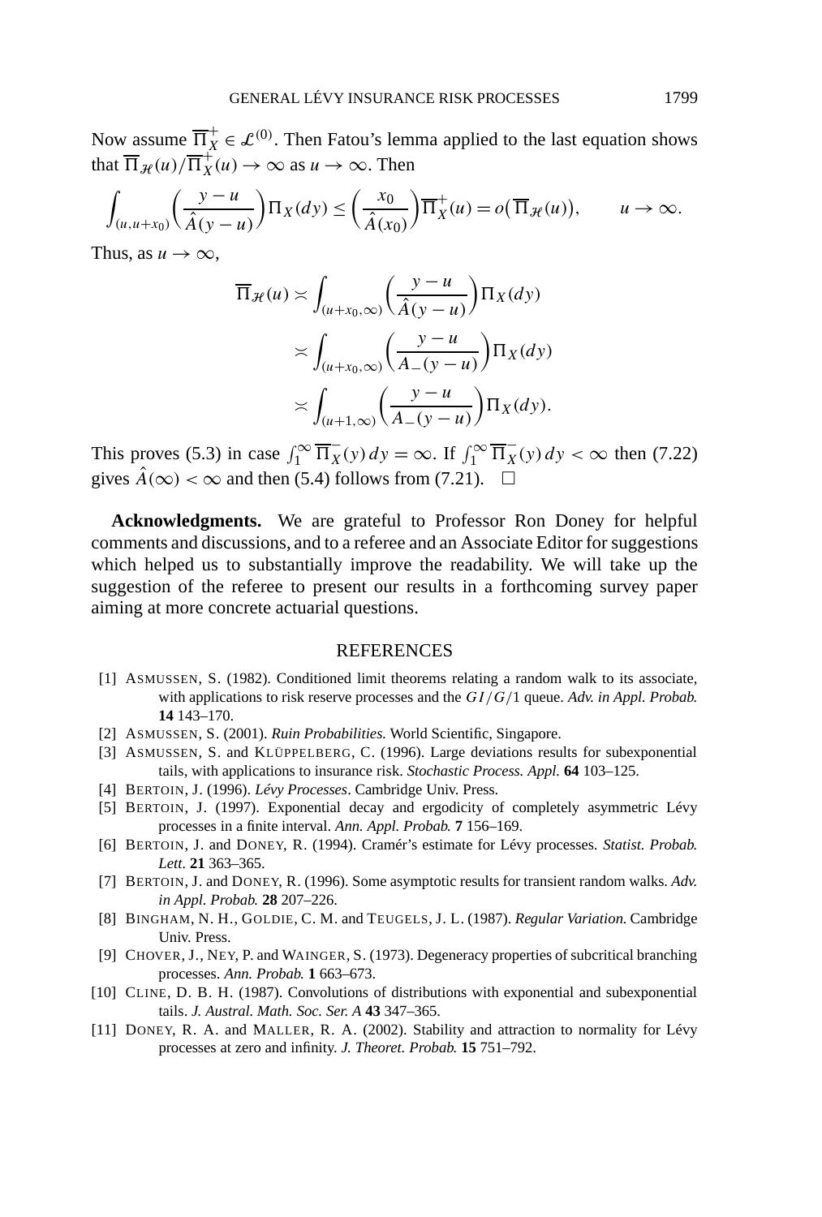Now assume $\overline{\Pi}_X^+ \in \mathcal{L}^{(0)}$. Then Fatou's lemma applied to the last equation shows that $\overline{\Pi}_{\mathcal{H}}(u)/\overline{\Pi}_X^+(u) \to \infty$ as $u \to \infty$. Then

$$\int_{(u,u+x_0)} \left(\frac{y-u}{\hat{A}(y-u)}\right) \Pi_X(dy) \le \left(\frac{x_0}{\hat{A}(x_0)}\right) \overline{\Pi}_X^+(u) = o\big(\overline{\Pi}_{\mathcal{H}}(u)\big), \qquad u \to \infty.$$

Thus, as $u \to \infty$,

$$\begin{aligned}
\overline{\Pi}_{\mathcal{H}}(u) &\asymp \int_{(u+x_0,\infty)} \left(\frac{y-u}{\hat{A}(y-u)}\right) \Pi_X(dy) \\
&\asymp \int_{(u+x_0,\infty)} \left(\frac{y-u}{A_-(y-u)}\right) \Pi_X(dy) \\
&\asymp \int_{(u+1,\infty)} \left(\frac{y-u}{A_-(y-u)}\right) \Pi_X(dy).
\end{aligned}$$

This proves (5.3) in case $\int_1^\infty \overline{\Pi}_X^-(y)\,dy = \infty$. If $\int_1^\infty \overline{\Pi}_X^-(y)\,dy < \infty$ then (7.22) gives $\hat{A}(\infty) < \infty$ and then (5.4) follows from (7.21). $\square$

**Acknowledgments.** We are grateful to Professor Ron Doney for helpful comments and discussions, and to a referee and an Associate Editor for suggestions which helped us to substantially improve the readability. We will take up the suggestion of the referee to present our results in a forthcoming survey paper aiming at more concrete actuarial questions.

## REFERENCES

[1] ASMUSSEN, S. (1982). Conditioned limit theorems relating a random walk to its associate, with applications to risk reserve processes and the $GI/G/1$ queue. *Adv. in Appl. Probab.* **14** 143–170.

[2] ASMUSSEN, S. (2001). *Ruin Probabilities.* World Scientific, Singapore.

[3] ASMUSSEN, S. and KLÜPPELBERG, C. (1996). Large deviations results for subexponential tails, with applications to insurance risk. *Stochastic Process. Appl.* **64** 103–125.

[4] BERTOIN, J. (1996). *Lévy Processes*. Cambridge Univ. Press.

[5] BERTOIN, J. (1997). Exponential decay and ergodicity of completely asymmetric Lévy processes in a finite interval. *Ann. Appl. Probab.* **7** 156–169.

[6] BERTOIN, J. and DONEY, R. (1994). Cramér's estimate for Lévy processes. *Statist. Probab. Lett.* **21** 363–365.

[7] BERTOIN, J. and DONEY, R. (1996). Some asymptotic results for transient random walks. *Adv. in Appl. Probab.* **28** 207–226.

[8] BINGHAM, N. H., GOLDIE, C. M. and TEUGELS, J. L. (1987). *Regular Variation.* Cambridge Univ. Press.

[9] CHOVER, J., NEY, P. and WAINGER, S. (1973). Degeneracy properties of subcritical branching processes. *Ann. Probab.* **1** 663–673.

[10] CLINE, D. B. H. (1987). Convolutions of distributions with exponential and subexponential tails. *J. Austral. Math. Soc. Ser. A* **43** 347–365.

[11] DONEY, R. A. and MALLER, R. A. (2002). Stability and attraction to normality for Lévy processes at zero and infinity. *J. Theoret. Probab.* **15** 751–792.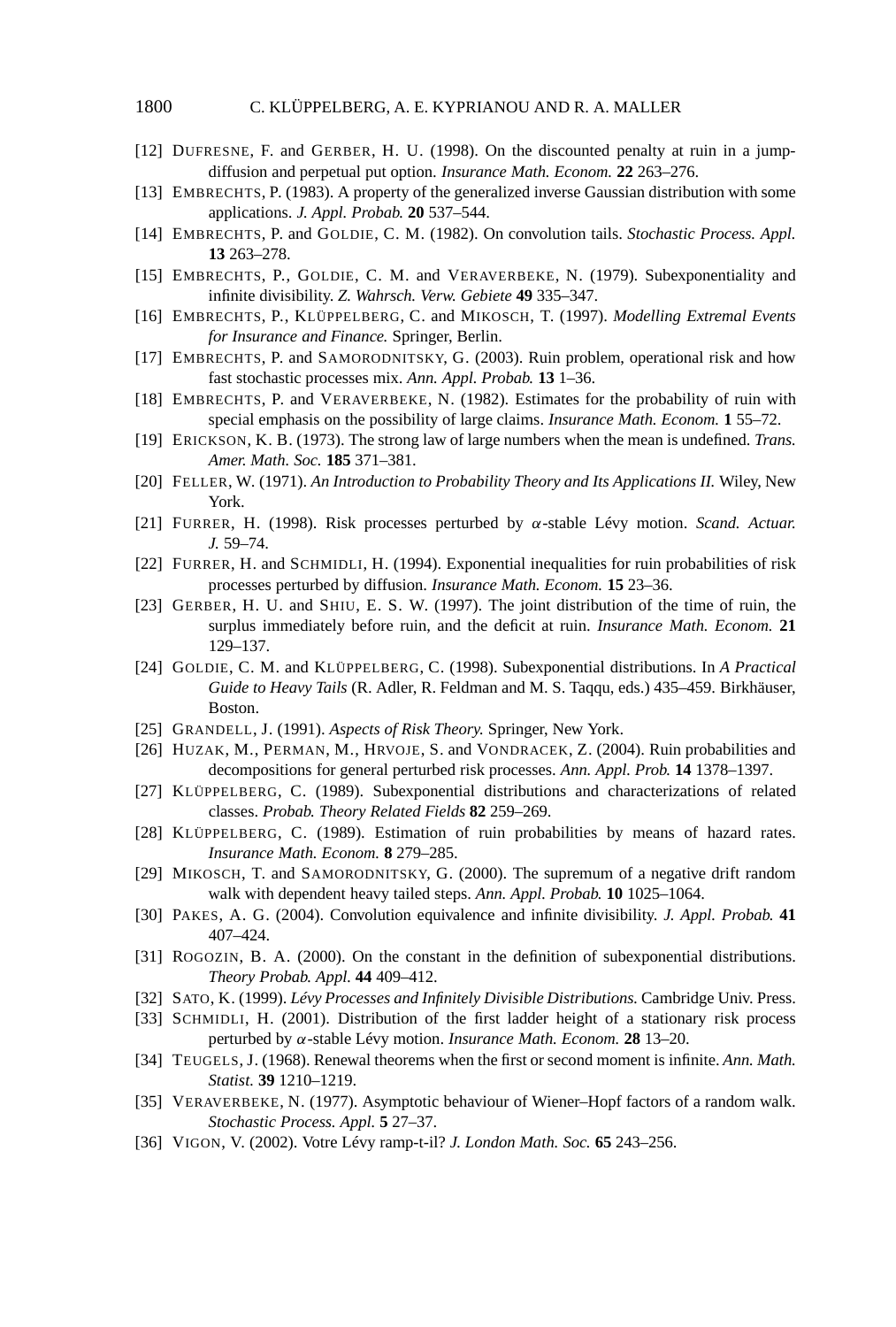[12] DUFRESNE, F. and GERBER, H. U. (1998). On the discounted penalty at ruin in a jump-diffusion and perpetual put option. *Insurance Math. Econom.* **22** 263–276.

[13] EMBRECHTS, P. (1983). A property of the generalized inverse Gaussian distribution with some applications. *J. Appl. Probab.* **20** 537–544.

[14] EMBRECHTS, P. and GOLDIE, C. M. (1982). On convolution tails. *Stochastic Process. Appl.* **13** 263–278.

[15] EMBRECHTS, P., GOLDIE, C. M. and VERAVERBEKE, N. (1979). Subexponentiality and infinite divisibility. *Z. Wahrsch. Verw. Gebiete* **49** 335–347.

[16] EMBRECHTS, P., KLÜPPELBERG, C. and MIKOSCH, T. (1997). *Modelling Extremal Events for Insurance and Finance.* Springer, Berlin.

[17] EMBRECHTS, P. and SAMORODNITSKY, G. (2003). Ruin problem, operational risk and how fast stochastic processes mix. *Ann. Appl. Probab.* **13** 1–36.

[18] EMBRECHTS, P. and VERAVERBEKE, N. (1982). Estimates for the probability of ruin with special emphasis on the possibility of large claims. *Insurance Math. Econom.* **1** 55–72.

[19] ERICKSON, K. B. (1973). The strong law of large numbers when the mean is undefined. *Trans. Amer. Math. Soc.* **185** 371–381.

[20] FELLER, W. (1971). *An Introduction to Probability Theory and Its Applications II.* Wiley, New York.

[21] FURRER, H. (1998). Risk processes perturbed by $\alpha$-stable Lévy motion. *Scand. Actuar. J.* 59–74.

[22] FURRER, H. and SCHMIDLI, H. (1994). Exponential inequalities for ruin probabilities of risk processes perturbed by diffusion. *Insurance Math. Econom.* **15** 23–36.

[23] GERBER, H. U. and SHIU, E. S. W. (1997). The joint distribution of the time of ruin, the surplus immediately before ruin, and the deficit at ruin. *Insurance Math. Econom.* **21** 129–137.

[24] GOLDIE, C. M. and KLÜPPELBERG, C. (1998). Subexponential distributions. In *A Practical Guide to Heavy Tails* (R. Adler, R. Feldman and M. S. Taqqu, eds.) 435–459. Birkhäuser, Boston.

[25] GRANDELL, J. (1991). *Aspects of Risk Theory.* Springer, New York.

[26] HUZAK, M., PERMAN, M., HRVOJE, S. and VONDRACEK, Z. (2004). Ruin probabilities and decompositions for general perturbed risk processes. *Ann. Appl. Prob.* **14** 1378–1397.

[27] KLÜPPELBERG, C. (1989). Subexponential distributions and characterizations of related classes. *Probab. Theory Related Fields* **82** 259–269.

[28] KLÜPPELBERG, C. (1989). Estimation of ruin probabilities by means of hazard rates. *Insurance Math. Econom.* **8** 279–285.

[29] MIKOSCH, T. and SAMORODNITSKY, G. (2000). The supremum of a negative drift random walk with dependent heavy tailed steps. *Ann. Appl. Probab.* **10** 1025–1064.

[30] PAKES, A. G. (2004). Convolution equivalence and infinite divisibility. *J. Appl. Probab.* **41** 407–424.

[31] ROGOZIN, B. A. (2000). On the constant in the definition of subexponential distributions. *Theory Probab. Appl.* **44** 409–412.

[32] SATO, K. (1999). *Lévy Processes and Infinitely Divisible Distributions.* Cambridge Univ. Press.

[33] SCHMIDLI, H. (2001). Distribution of the first ladder height of a stationary risk process perturbed by $\alpha$-stable Lévy motion. *Insurance Math. Econom.* **28** 13–20.

[34] TEUGELS, J. (1968). Renewal theorems when the first or second moment is infinite. *Ann. Math. Statist.* **39** 1210–1219.

[35] VERAVERBEKE, N. (1977). Asymptotic behaviour of Wiener–Hopf factors of a random walk. *Stochastic Process. Appl.* **5** 27–37.

[36] VIGON, V. (2002). Votre Lévy ramp-t-il? *J. London Math. Soc.* **65** 243–256.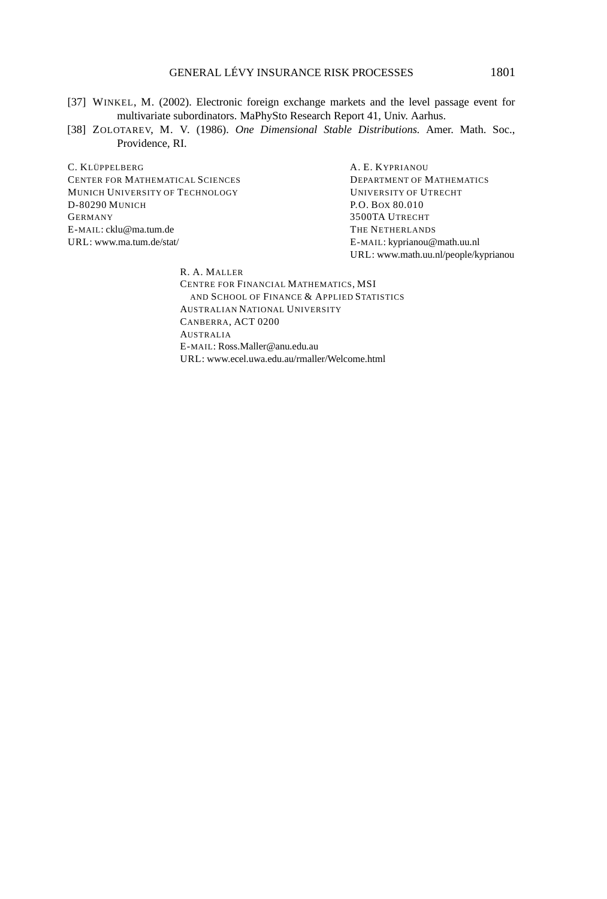[37] WINKEL, M. (2002). Electronic foreign exchange markets and the level passage event for multivariate subordinators. MaPhySto Research Report 41, Univ. Aarhus.

[38] ZOLOTAREV, M. V. (1986). *One Dimensional Stable Distributions.* Amer. Math. Soc., Providence, RI.

C. KLÜPPELBERG
CENTER FOR MATHEMATICAL SCIENCES
MUNICH UNIVERSITY OF TECHNOLOGY
D-80290 MUNICH
GERMANY
E-MAIL: cklu@ma.tum.de
URL: www.ma.tum.de/stat/

A. E. KYPRIANOU
DEPARTMENT OF MATHEMATICS
UNIVERSITY OF UTRECHT
P.O. BOX 80.010
3500TA UTRECHT
THE NETHERLANDS
E-MAIL: kyprianou@math.uu.nl
URL: www.math.uu.nl/people/kyprianou

R. A. MALLER
CENTRE FOR FINANCIAL MATHEMATICS, MSI
AND SCHOOL OF FINANCE & APPLIED STATISTICS
AUSTRALIAN NATIONAL UNIVERSITY
CANBERRA, ACT 0200
AUSTRALIA
E-MAIL: Ross.Maller@anu.edu.au
URL: www.ecel.uwa.edu.au/rmaller/Welcome.html